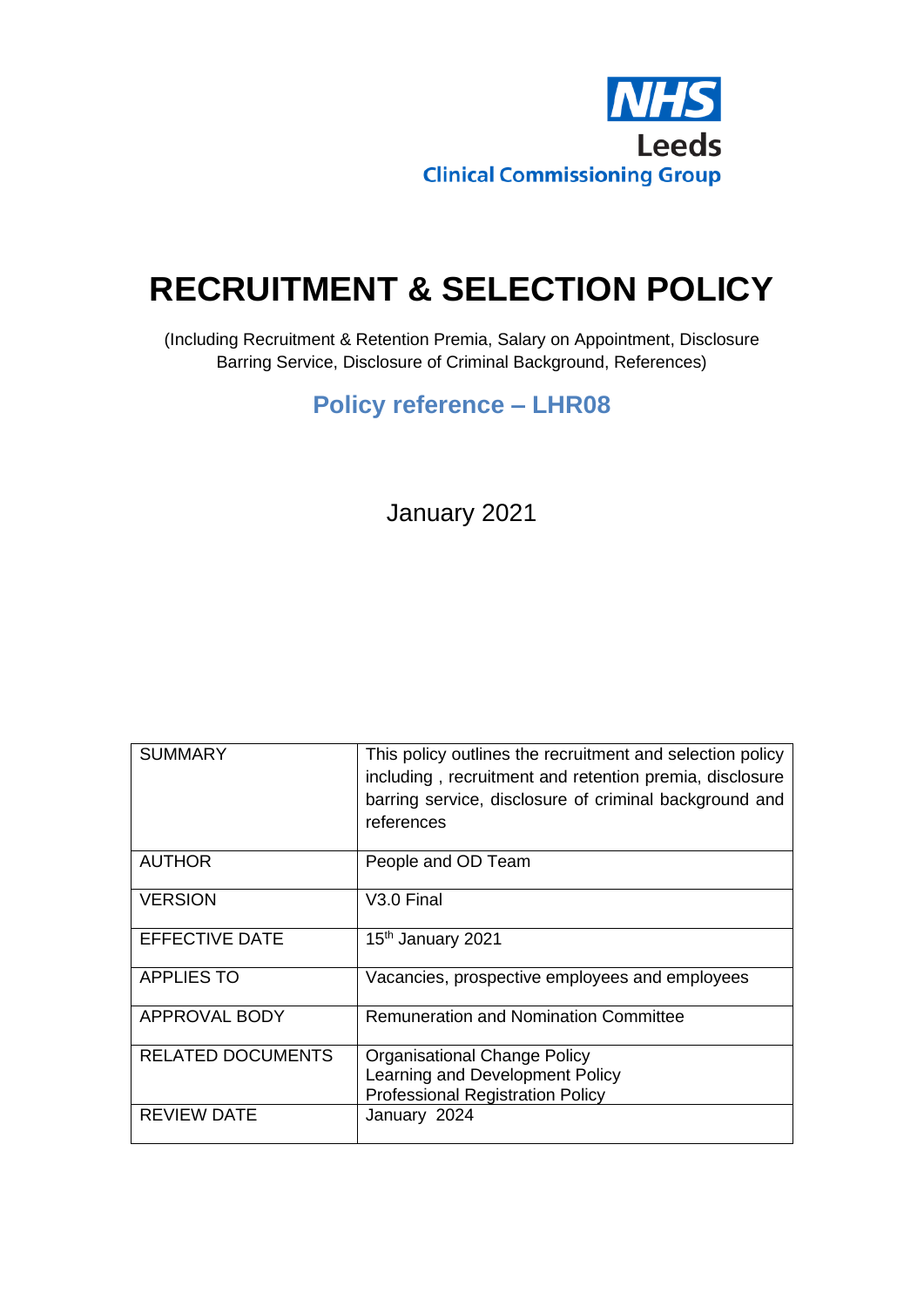NHS
Leeds
Clinical Commissioning Group

# RECRUITMENT & SELECTION POLICY

(Including Recruitment & Retention Premia, Salary on Appointment, Disclosure Barring Service, Disclosure of Criminal Background, References)

## Policy reference – LHR08

January 2021

| SUMMARY | This policy outlines the recruitment and selection policy including , recruitment and retention premia, disclosure barring service, disclosure of criminal background and references |
|---|---|
| AUTHOR | People and OD Team |
| VERSION | V3.0 Final |
| EFFECTIVE DATE | 15th January 2021 |
| APPLIES TO | Vacancies, prospective employees and employees |
| APPROVAL BODY | Remuneration and Nomination Committee |
| RELATED DOCUMENTS | Organisational Change Policy<br>Learning and Development Policy<br>Professional Registration Policy |
| REVIEW DATE | January 2024 |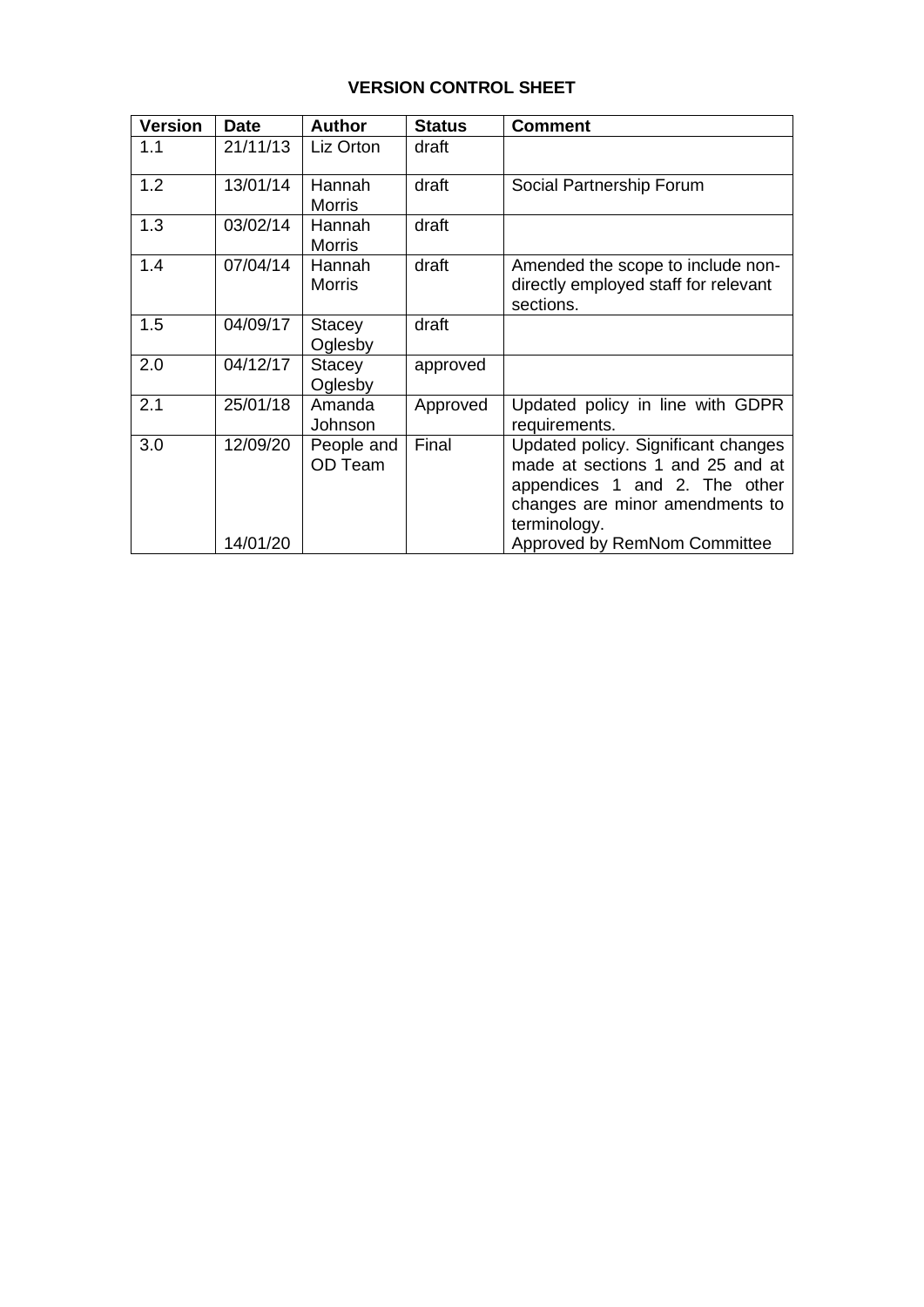**VERSION CONTROL SHEET**

| Version | Date | Author | Status | Comment |
|---|---|---|---|---|
| 1.1 | 21/11/13 | Liz Orton | draft | |
| 1.2 | 13/01/14 | Hannah Morris | draft | Social Partnership Forum |
| 1.3 | 03/02/14 | Hannah Morris | draft | |
| 1.4 | 07/04/14 | Hannah Morris | draft | Amended the scope to include non-directly employed staff for relevant sections. |
| 1.5 | 04/09/17 | Stacey Oglesby | draft | |
| 2.0 | 04/12/17 | Stacey Oglesby | approved | |
| 2.1 | 25/01/18 | Amanda Johnson | Approved | Updated policy in line with GDPR requirements. |
| 3.0 | 12/09/20<br>14/01/20 | People and OD Team | Final | Updated policy. Significant changes made at sections 1 and 25 and at appendices 1 and 2. The other changes are minor amendments to terminology.<br>Approved by RemNom Committee |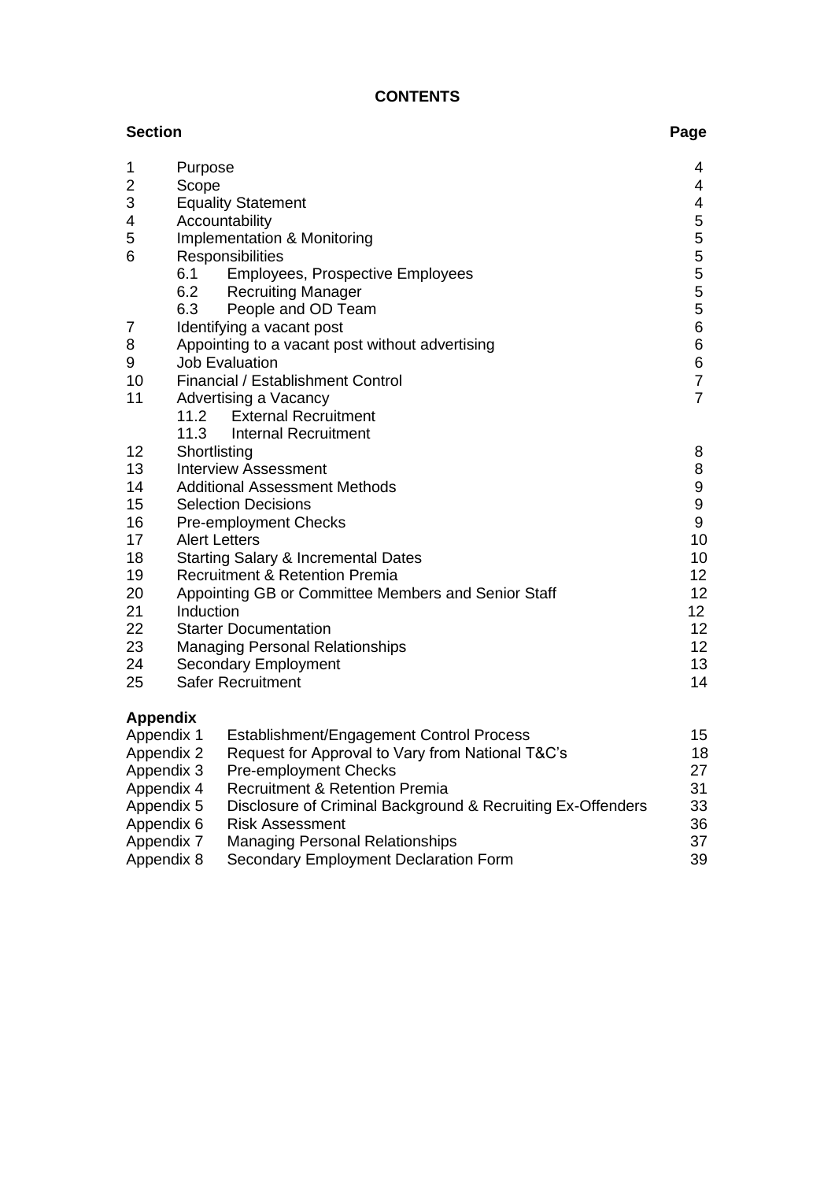# CONTENTS

| Section | | Page |
|---|---|---|
| 1 | Purpose | 4 |
| 2 | Scope | 4 |
| 3 | Equality Statement | 4 |
| 4 | Accountability | 5 |
| 5 | Implementation & Monitoring | 5 |
| 6 | Responsibilities | 5 |
| | 6.1 Employees, Prospective Employees | 5 |
| | 6.2 Recruiting Manager | 5 |
| | 6.3 People and OD Team | 5 |
| 7 | Identifying a vacant post | 6 |
| 8 | Appointing to a vacant post without advertising | 6 |
| 9 | Job Evaluation | 6 |
| 10 | Financial / Establishment Control | 7 |
| 11 | Advertising a Vacancy | 7 |
| | 11.2 External Recruitment | |
| | 11.3 Internal Recruitment | |
| 12 | Shortlisting | 8 |
| 13 | Interview Assessment | 8 |
| 14 | Additional Assessment Methods | 9 |
| 15 | Selection Decisions | 9 |
| 16 | Pre-employment Checks | 9 |
| 17 | Alert Letters | 10 |
| 18 | Starting Salary & Incremental Dates | 10 |
| 19 | Recruitment & Retention Premia | 12 |
| 20 | Appointing GB or Committee Members and Senior Staff | 12 |
| 21 | Induction | 12 |
| 22 | Starter Documentation | 12 |
| 23 | Managing Personal Relationships | 12 |
| 24 | Secondary Employment | 13 |
| 25 | Safer Recruitment | 14 |

**Appendix**

| | | |
|---|---|---|
| Appendix 1 | Establishment/Engagement Control Process | 15 |
| Appendix 2 | Request for Approval to Vary from National T&C's | 18 |
| Appendix 3 | Pre-employment Checks | 27 |
| Appendix 4 | Recruitment & Retention Premia | 31 |
| Appendix 5 | Disclosure of Criminal Background & Recruiting Ex-Offenders | 33 |
| Appendix 6 | Risk Assessment | 36 |
| Appendix 7 | Managing Personal Relationships | 37 |
| Appendix 8 | Secondary Employment Declaration Form | 39 |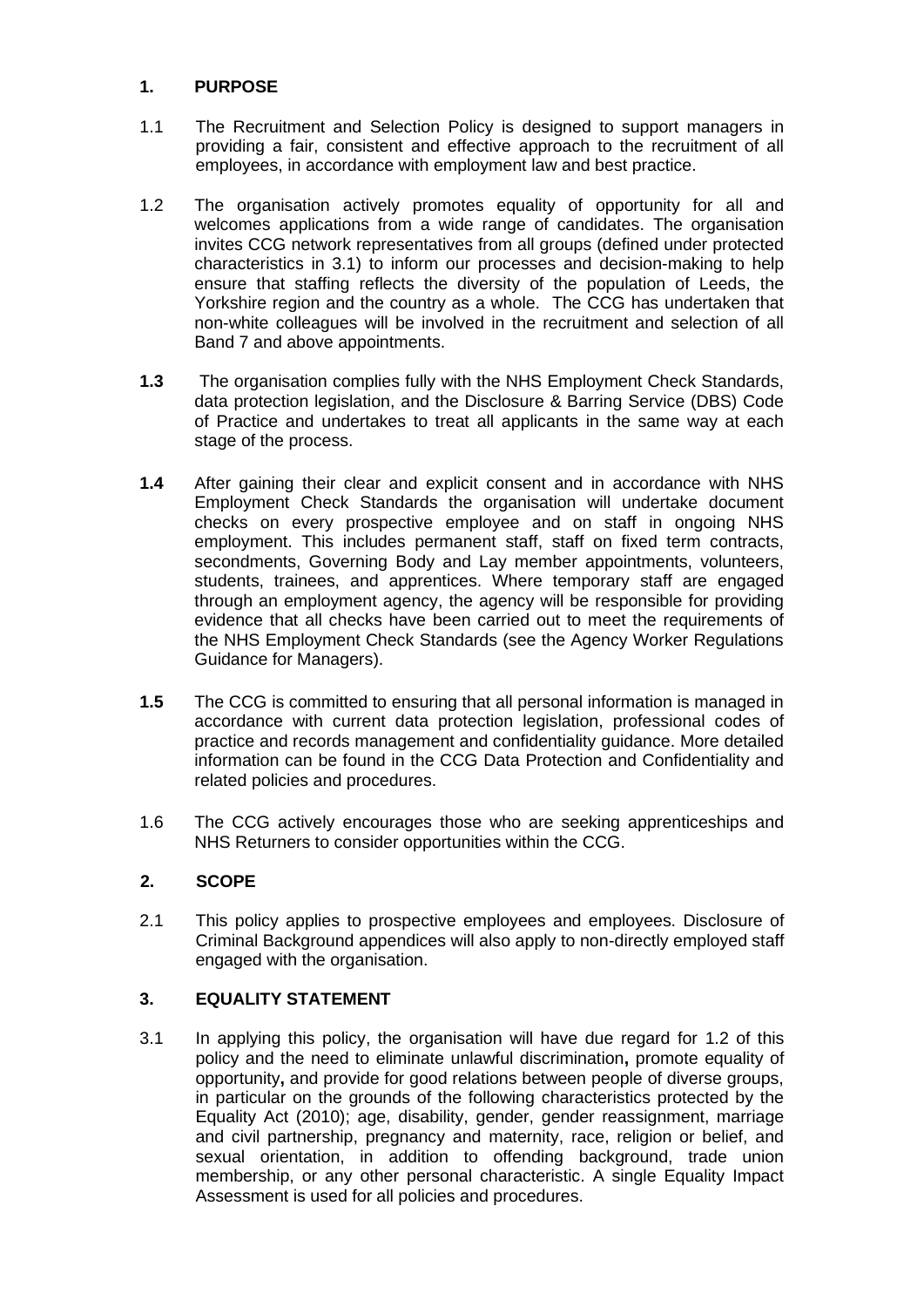## 1. PURPOSE

1.1 The Recruitment and Selection Policy is designed to support managers in providing a fair, consistent and effective approach to the recruitment of all employees, in accordance with employment law and best practice.

1.2 The organisation actively promotes equality of opportunity for all and welcomes applications from a wide range of candidates. The organisation invites CCG network representatives from all groups (defined under protected characteristics in 3.1) to inform our processes and decision-making to help ensure that staffing reflects the diversity of the population of Leeds, the Yorkshire region and the country as a whole. The CCG has undertaken that non-white colleagues will be involved in the recruitment and selection of all Band 7 and above appointments.

**1.3** The organisation complies fully with the NHS Employment Check Standards, data protection legislation, and the Disclosure & Barring Service (DBS) Code of Practice and undertakes to treat all applicants in the same way at each stage of the process.

**1.4** After gaining their clear and explicit consent and in accordance with NHS Employment Check Standards the organisation will undertake document checks on every prospective employee and on staff in ongoing NHS employment. This includes permanent staff, staff on fixed term contracts, secondments, Governing Body and Lay member appointments, volunteers, students, trainees, and apprentices. Where temporary staff are engaged through an employment agency, the agency will be responsible for providing evidence that all checks have been carried out to meet the requirements of the NHS Employment Check Standards (see the Agency Worker Regulations Guidance for Managers).

**1.5** The CCG is committed to ensuring that all personal information is managed in accordance with current data protection legislation, professional codes of practice and records management and confidentiality guidance. More detailed information can be found in the CCG Data Protection and Confidentiality and related policies and procedures.

1.6 The CCG actively encourages those who are seeking apprenticeships and NHS Returners to consider opportunities within the CCG.

## 2. SCOPE

2.1 This policy applies to prospective employees and employees. Disclosure of Criminal Background appendices will also apply to non-directly employed staff engaged with the organisation.

## 3. EQUALITY STATEMENT

3.1 In applying this policy, the organisation will have due regard for 1.2 of this policy and the need to eliminate unlawful discrimination**,** promote equality of opportunity**,** and provide for good relations between people of diverse groups, in particular on the grounds of the following characteristics protected by the Equality Act (2010); age, disability, gender, gender reassignment, marriage and civil partnership, pregnancy and maternity, race, religion or belief, and sexual orientation, in addition to offending background, trade union membership, or any other personal characteristic. A single Equality Impact Assessment is used for all policies and procedures.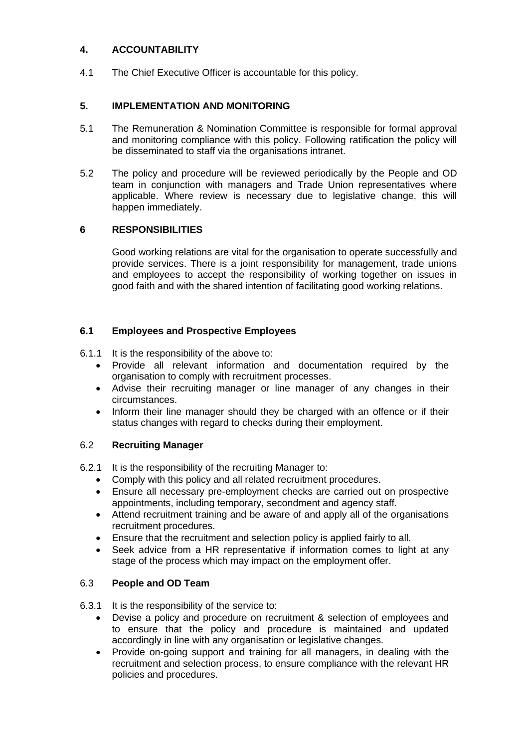## 4. ACCOUNTABILITY

4.1 The Chief Executive Officer is accountable for this policy.

## 5. IMPLEMENTATION AND MONITORING

5.1 The Remuneration & Nomination Committee is responsible for formal approval and monitoring compliance with this policy. Following ratification the policy will be disseminated to staff via the organisations intranet.

5.2 The policy and procedure will be reviewed periodically by the People and OD team in conjunction with managers and Trade Union representatives where applicable. Where review is necessary due to legislative change, this will happen immediately.

## 6 RESPONSIBILITIES

Good working relations are vital for the organisation to operate successfully and provide services. There is a joint responsibility for management, trade unions and employees to accept the responsibility of working together on issues in good faith and with the shared intention of facilitating good working relations.

### 6.1 Employees and Prospective Employees

6.1.1 It is the responsibility of the above to:

- Provide all relevant information and documentation required by the organisation to comply with recruitment processes.
- Advise their recruiting manager or line manager of any changes in their circumstances.
- Inform their line manager should they be charged with an offence or if their status changes with regard to checks during their employment.

### 6.2 Recruiting Manager

6.2.1 It is the responsibility of the recruiting Manager to:

- Comply with this policy and all related recruitment procedures.
- Ensure all necessary pre-employment checks are carried out on prospective appointments, including temporary, secondment and agency staff.
- Attend recruitment training and be aware of and apply all of the organisations recruitment procedures.
- Ensure that the recruitment and selection policy is applied fairly to all.
- Seek advice from a HR representative if information comes to light at any stage of the process which may impact on the employment offer.

### 6.3 People and OD Team

6.3.1 It is the responsibility of the service to:

- Devise a policy and procedure on recruitment & selection of employees and to ensure that the policy and procedure is maintained and updated accordingly in line with any organisation or legislative changes.
- Provide on-going support and training for all managers, in dealing with the recruitment and selection process, to ensure compliance with the relevant HR policies and procedures.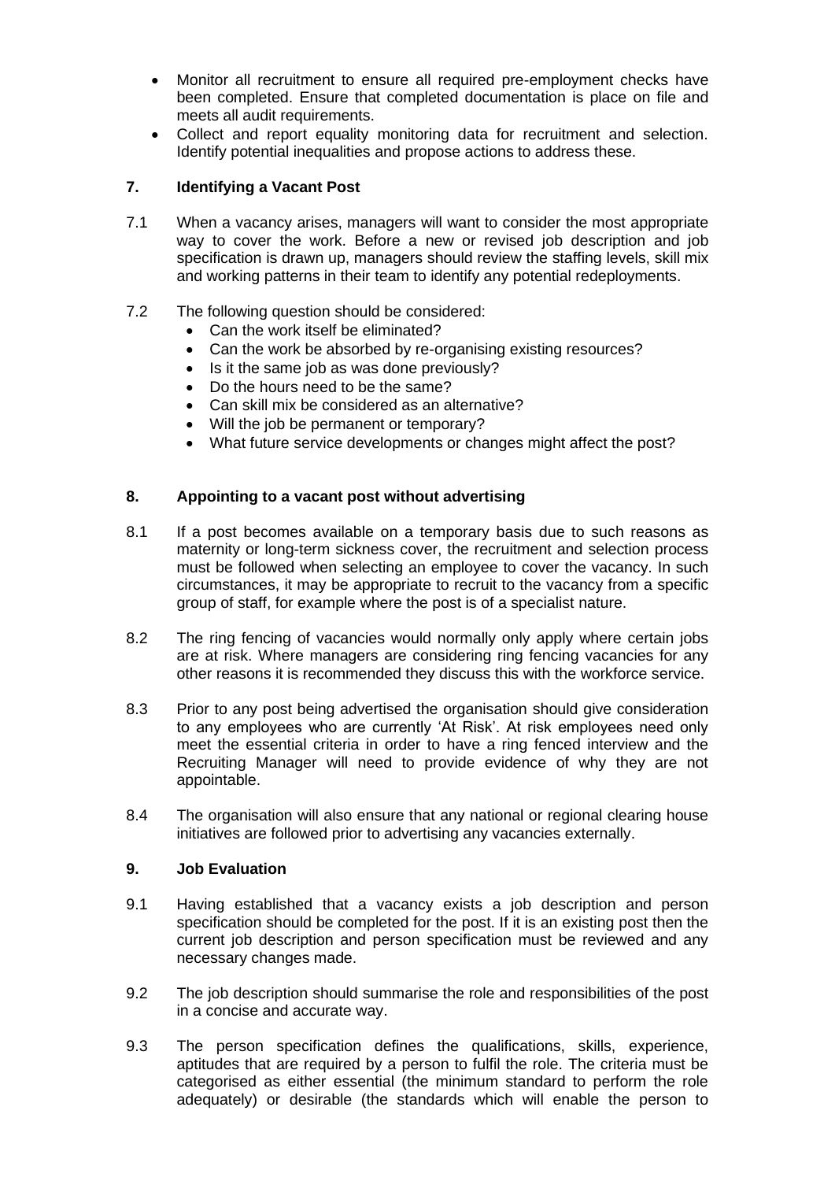- Monitor all recruitment to ensure all required pre-employment checks have been completed. Ensure that completed documentation is place on file and meets all audit requirements.
- Collect and report equality monitoring data for recruitment and selection. Identify potential inequalities and propose actions to address these.

## 7. Identifying a Vacant Post

7.1 When a vacancy arises, managers will want to consider the most appropriate way to cover the work. Before a new or revised job description and job specification is drawn up, managers should review the staffing levels, skill mix and working patterns in their team to identify any potential redeployments.

7.2 The following question should be considered:

- Can the work itself be eliminated?
- Can the work be absorbed by re-organising existing resources?
- Is it the same job as was done previously?
- Do the hours need to be the same?
- Can skill mix be considered as an alternative?
- Will the job be permanent or temporary?
- What future service developments or changes might affect the post?

## 8. Appointing to a vacant post without advertising

8.1 If a post becomes available on a temporary basis due to such reasons as maternity or long-term sickness cover, the recruitment and selection process must be followed when selecting an employee to cover the vacancy. In such circumstances, it may be appropriate to recruit to the vacancy from a specific group of staff, for example where the post is of a specialist nature.

8.2 The ring fencing of vacancies would normally only apply where certain jobs are at risk. Where managers are considering ring fencing vacancies for any other reasons it is recommended they discuss this with the workforce service.

8.3 Prior to any post being advertised the organisation should give consideration to any employees who are currently 'At Risk'. At risk employees need only meet the essential criteria in order to have a ring fenced interview and the Recruiting Manager will need to provide evidence of why they are not appointable.

8.4 The organisation will also ensure that any national or regional clearing house initiatives are followed prior to advertising any vacancies externally.

## 9. Job Evaluation

9.1 Having established that a vacancy exists a job description and person specification should be completed for the post. If it is an existing post then the current job description and person specification must be reviewed and any necessary changes made.

9.2 The job description should summarise the role and responsibilities of the post in a concise and accurate way.

9.3 The person specification defines the qualifications, skills, experience, aptitudes that are required by a person to fulfil the role. The criteria must be categorised as either essential (the minimum standard to perform the role adequately) or desirable (the standards which will enable the person to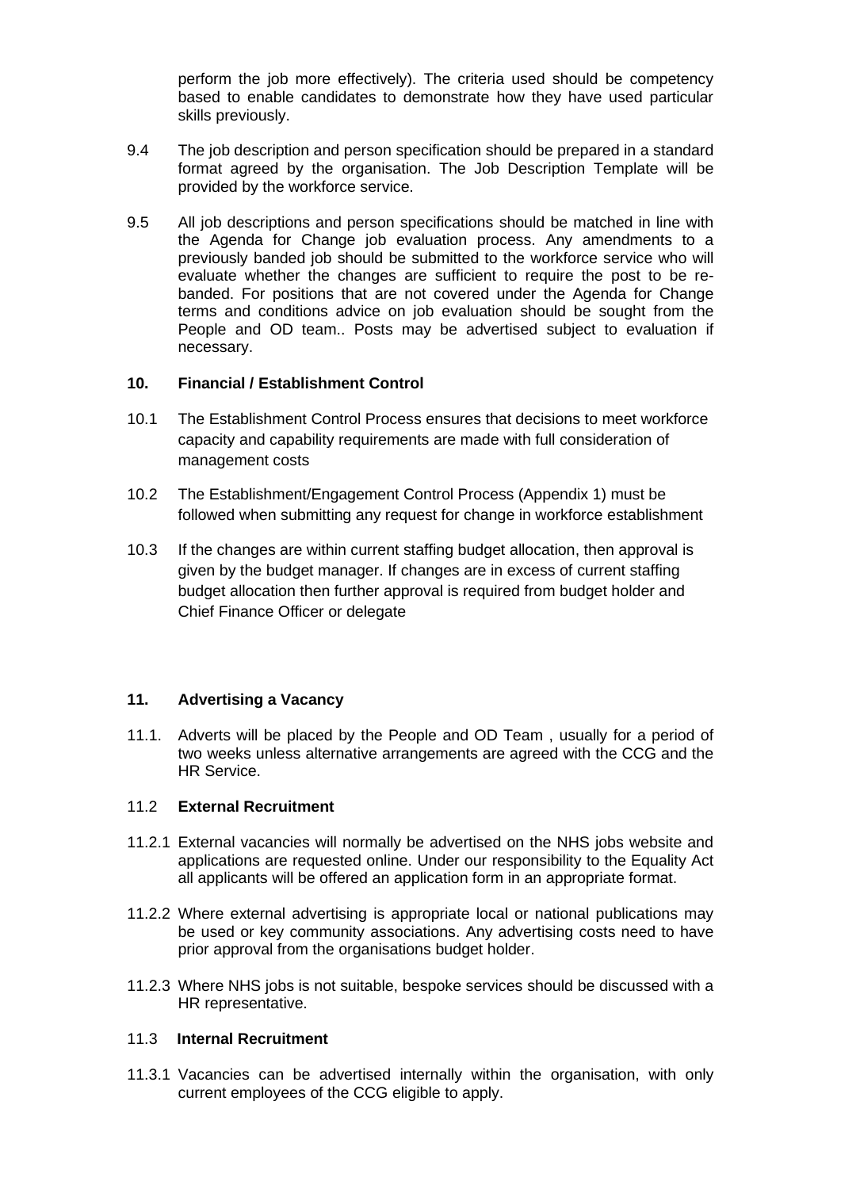perform the job more effectively). The criteria used should be competency based to enable candidates to demonstrate how they have used particular skills previously.

9.4 The job description and person specification should be prepared in a standard format agreed by the organisation. The Job Description Template will be provided by the workforce service.

9.5 All job descriptions and person specifications should be matched in line with the Agenda for Change job evaluation process. Any amendments to a previously banded job should be submitted to the workforce service who will evaluate whether the changes are sufficient to require the post to be re-banded. For positions that are not covered under the Agenda for Change terms and conditions advice on job evaluation should be sought from the People and OD team.. Posts may be advertised subject to evaluation if necessary.

## 10. Financial / Establishment Control

10.1 The Establishment Control Process ensures that decisions to meet workforce capacity and capability requirements are made with full consideration of management costs

10.2 The Establishment/Engagement Control Process (Appendix 1) must be followed when submitting any request for change in workforce establishment

10.3 If the changes are within current staffing budget allocation, then approval is given by the budget manager. If changes are in excess of current staffing budget allocation then further approval is required from budget holder and Chief Finance Officer or delegate

## 11. Advertising a Vacancy

11.1. Adverts will be placed by the People and OD Team , usually for a period of two weeks unless alternative arrangements are agreed with the CCG and the HR Service.

### 11.2 External Recruitment

11.2.1 External vacancies will normally be advertised on the NHS jobs website and applications are requested online. Under our responsibility to the Equality Act all applicants will be offered an application form in an appropriate format.

11.2.2 Where external advertising is appropriate local or national publications may be used or key community associations. Any advertising costs need to have prior approval from the organisations budget holder.

11.2.3 Where NHS jobs is not suitable, bespoke services should be discussed with a HR representative.

### 11.3 Internal Recruitment

11.3.1 Vacancies can be advertised internally within the organisation, with only current employees of the CCG eligible to apply.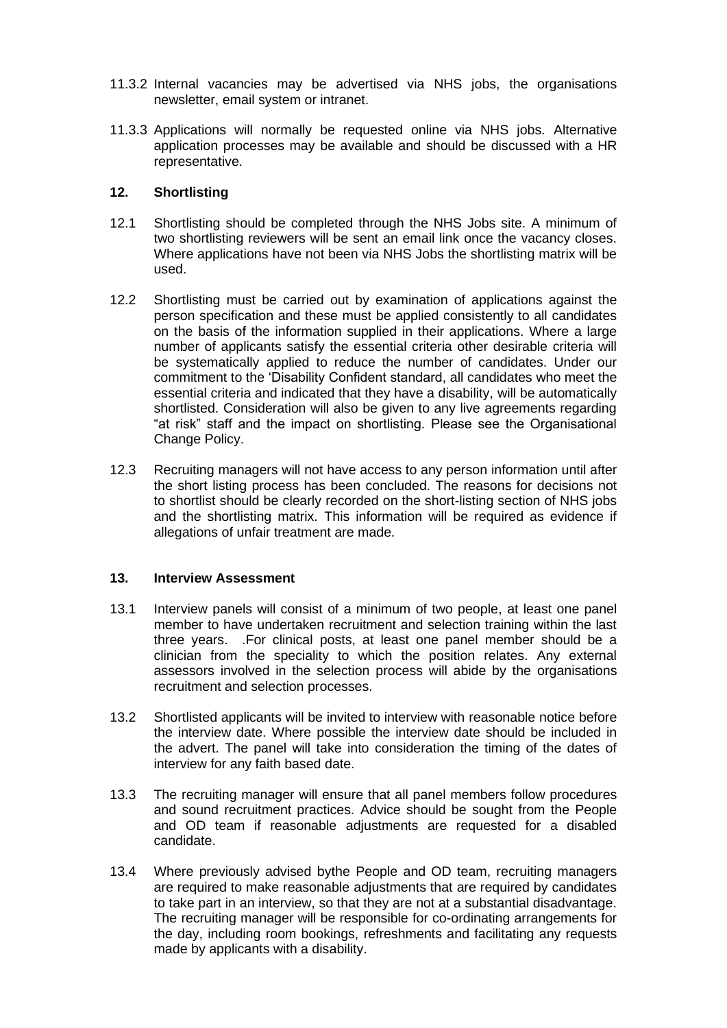11.3.2 Internal vacancies may be advertised via NHS jobs, the organisations newsletter, email system or intranet.

11.3.3 Applications will normally be requested online via NHS jobs. Alternative application processes may be available and should be discussed with a HR representative.

## 12. Shortlisting

12.1 Shortlisting should be completed through the NHS Jobs site. A minimum of two shortlisting reviewers will be sent an email link once the vacancy closes. Where applications have not been via NHS Jobs the shortlisting matrix will be used.

12.2 Shortlisting must be carried out by examination of applications against the person specification and these must be applied consistently to all candidates on the basis of the information supplied in their applications. Where a large number of applicants satisfy the essential criteria other desirable criteria will be systematically applied to reduce the number of candidates. Under our commitment to the 'Disability Confident standard, all candidates who meet the essential criteria and indicated that they have a disability, will be automatically shortlisted. Consideration will also be given to any live agreements regarding "at risk" staff and the impact on shortlisting. Please see the Organisational Change Policy.

12.3 Recruiting managers will not have access to any person information until after the short listing process has been concluded. The reasons for decisions not to shortlist should be clearly recorded on the short-listing section of NHS jobs and the shortlisting matrix. This information will be required as evidence if allegations of unfair treatment are made.

## 13. Interview Assessment

13.1 Interview panels will consist of a minimum of two people, at least one panel member to have undertaken recruitment and selection training within the last three years. .For clinical posts, at least one panel member should be a clinician from the speciality to which the position relates. Any external assessors involved in the selection process will abide by the organisations recruitment and selection processes.

13.2 Shortlisted applicants will be invited to interview with reasonable notice before the interview date. Where possible the interview date should be included in the advert. The panel will take into consideration the timing of the dates of interview for any faith based date.

13.3 The recruiting manager will ensure that all panel members follow procedures and sound recruitment practices. Advice should be sought from the People and OD team if reasonable adjustments are requested for a disabled candidate.

13.4 Where previously advised bythe People and OD team, recruiting managers are required to make reasonable adjustments that are required by candidates to take part in an interview, so that they are not at a substantial disadvantage. The recruiting manager will be responsible for co-ordinating arrangements for the day, including room bookings, refreshments and facilitating any requests made by applicants with a disability.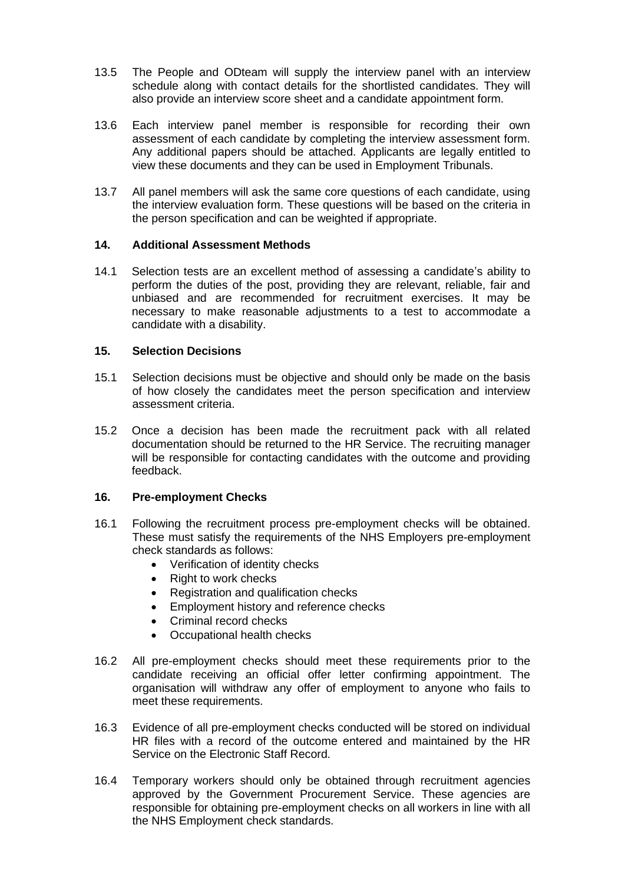13.5 The People and ODteam will supply the interview panel with an interview schedule along with contact details for the shortlisted candidates. They will also provide an interview score sheet and a candidate appointment form.

13.6 Each interview panel member is responsible for recording their own assessment of each candidate by completing the interview assessment form. Any additional papers should be attached. Applicants are legally entitled to view these documents and they can be used in Employment Tribunals.

13.7 All panel members will ask the same core questions of each candidate, using the interview evaluation form. These questions will be based on the criteria in the person specification and can be weighted if appropriate.

## 14. Additional Assessment Methods

14.1 Selection tests are an excellent method of assessing a candidate's ability to perform the duties of the post, providing they are relevant, reliable, fair and unbiased and are recommended for recruitment exercises. It may be necessary to make reasonable adjustments to a test to accommodate a candidate with a disability.

## 15. Selection Decisions

15.1 Selection decisions must be objective and should only be made on the basis of how closely the candidates meet the person specification and interview assessment criteria.

15.2 Once a decision has been made the recruitment pack with all related documentation should be returned to the HR Service. The recruiting manager will be responsible for contacting candidates with the outcome and providing feedback.

## 16. Pre-employment Checks

16.1 Following the recruitment process pre-employment checks will be obtained. These must satisfy the requirements of the NHS Employers pre-employment check standards as follows:

- Verification of identity checks
- Right to work checks
- Registration and qualification checks
- Employment history and reference checks
- Criminal record checks
- Occupational health checks

16.2 All pre-employment checks should meet these requirements prior to the candidate receiving an official offer letter confirming appointment. The organisation will withdraw any offer of employment to anyone who fails to meet these requirements.

16.3 Evidence of all pre-employment checks conducted will be stored on individual HR files with a record of the outcome entered and maintained by the HR Service on the Electronic Staff Record.

16.4 Temporary workers should only be obtained through recruitment agencies approved by the Government Procurement Service. These agencies are responsible for obtaining pre-employment checks on all workers in line with all the NHS Employment check standards.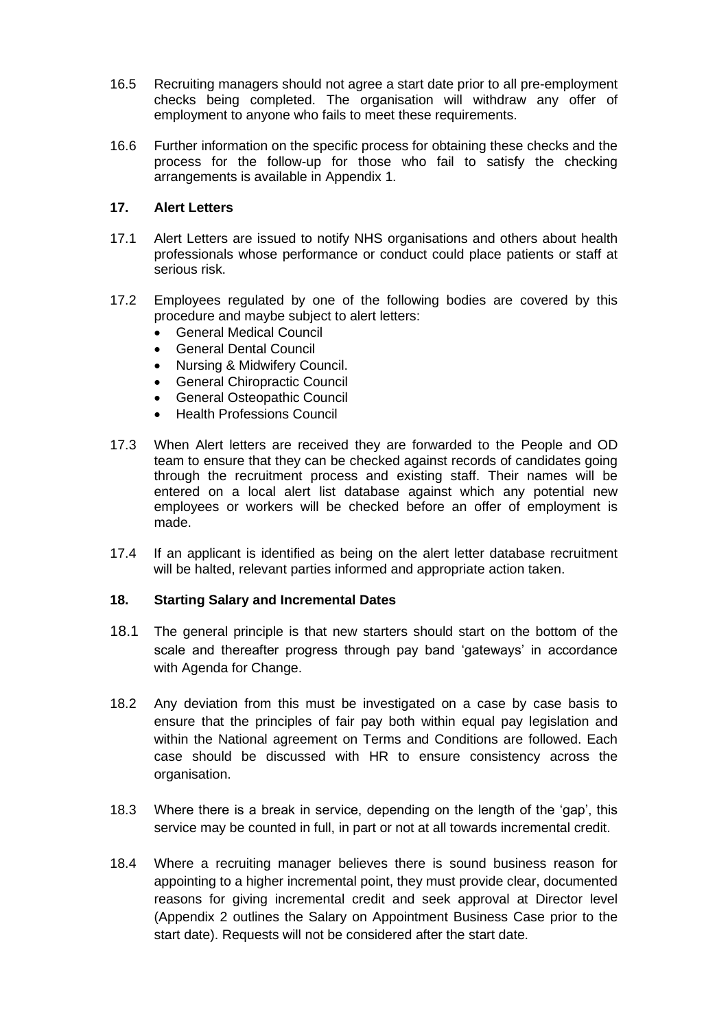16.5 Recruiting managers should not agree a start date prior to all pre-employment checks being completed. The organisation will withdraw any offer of employment to anyone who fails to meet these requirements.

16.6 Further information on the specific process for obtaining these checks and the process for the follow-up for those who fail to satisfy the checking arrangements is available in Appendix 1.

## 17. Alert Letters

17.1 Alert Letters are issued to notify NHS organisations and others about health professionals whose performance or conduct could place patients or staff at serious risk.

17.2 Employees regulated by one of the following bodies are covered by this procedure and maybe subject to alert letters:

- General Medical Council
- General Dental Council
- Nursing & Midwifery Council.
- General Chiropractic Council
- General Osteopathic Council
- Health Professions Council

17.3 When Alert letters are received they are forwarded to the People and OD team to ensure that they can be checked against records of candidates going through the recruitment process and existing staff. Their names will be entered on a local alert list database against which any potential new employees or workers will be checked before an offer of employment is made.

17.4 If an applicant is identified as being on the alert letter database recruitment will be halted, relevant parties informed and appropriate action taken.

## 18. Starting Salary and Incremental Dates

18.1 The general principle is that new starters should start on the bottom of the scale and thereafter progress through pay band 'gateways' in accordance with Agenda for Change.

18.2 Any deviation from this must be investigated on a case by case basis to ensure that the principles of fair pay both within equal pay legislation and within the National agreement on Terms and Conditions are followed. Each case should be discussed with HR to ensure consistency across the organisation.

18.3 Where there is a break in service, depending on the length of the 'gap', this service may be counted in full, in part or not at all towards incremental credit.

18.4 Where a recruiting manager believes there is sound business reason for appointing to a higher incremental point, they must provide clear, documented reasons for giving incremental credit and seek approval at Director level (Appendix 2 outlines the Salary on Appointment Business Case prior to the start date). Requests will not be considered after the start date.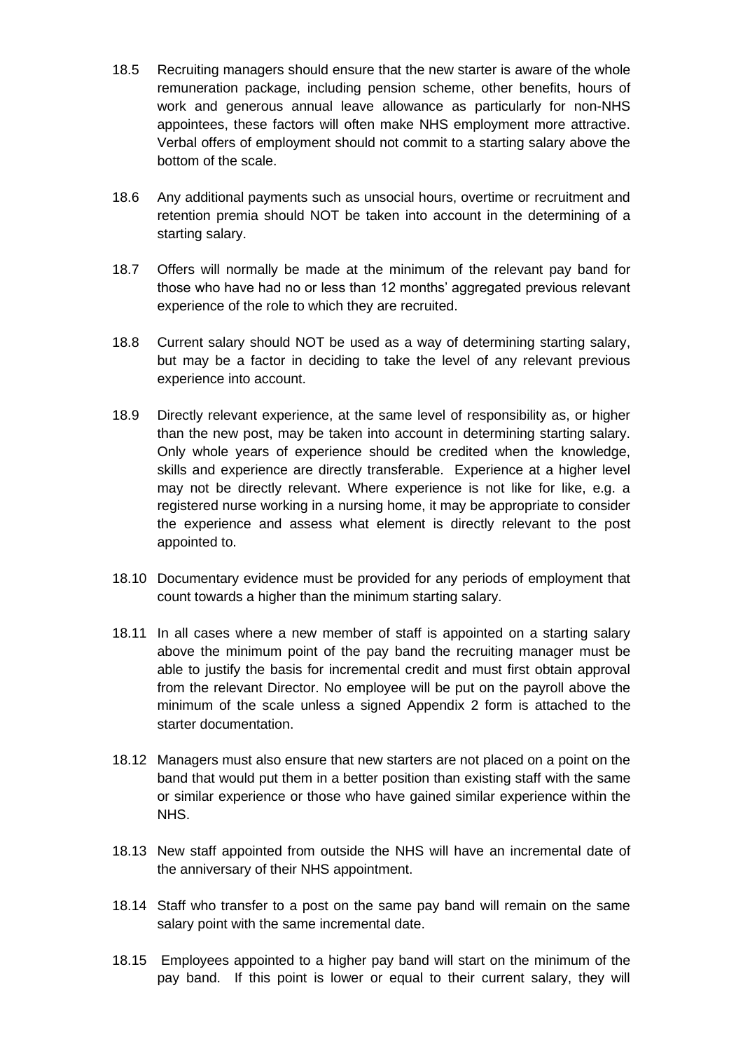18.5 Recruiting managers should ensure that the new starter is aware of the whole remuneration package, including pension scheme, other benefits, hours of work and generous annual leave allowance as particularly for non-NHS appointees, these factors will often make NHS employment more attractive. Verbal offers of employment should not commit to a starting salary above the bottom of the scale.

18.6 Any additional payments such as unsocial hours, overtime or recruitment and retention premia should NOT be taken into account in the determining of a starting salary.

18.7 Offers will normally be made at the minimum of the relevant pay band for those who have had no or less than 12 months' aggregated previous relevant experience of the role to which they are recruited.

18.8 Current salary should NOT be used as a way of determining starting salary, but may be a factor in deciding to take the level of any relevant previous experience into account.

18.9 Directly relevant experience, at the same level of responsibility as, or higher than the new post, may be taken into account in determining starting salary. Only whole years of experience should be credited when the knowledge, skills and experience are directly transferable. Experience at a higher level may not be directly relevant. Where experience is not like for like, e.g. a registered nurse working in a nursing home, it may be appropriate to consider the experience and assess what element is directly relevant to the post appointed to.

18.10 Documentary evidence must be provided for any periods of employment that count towards a higher than the minimum starting salary.

18.11 In all cases where a new member of staff is appointed on a starting salary above the minimum point of the pay band the recruiting manager must be able to justify the basis for incremental credit and must first obtain approval from the relevant Director. No employee will be put on the payroll above the minimum of the scale unless a signed Appendix 2 form is attached to the starter documentation.

18.12 Managers must also ensure that new starters are not placed on a point on the band that would put them in a better position than existing staff with the same or similar experience or those who have gained similar experience within the NHS.

18.13 New staff appointed from outside the NHS will have an incremental date of the anniversary of their NHS appointment.

18.14 Staff who transfer to a post on the same pay band will remain on the same salary point with the same incremental date.

18.15 Employees appointed to a higher pay band will start on the minimum of the pay band. If this point is lower or equal to their current salary, they will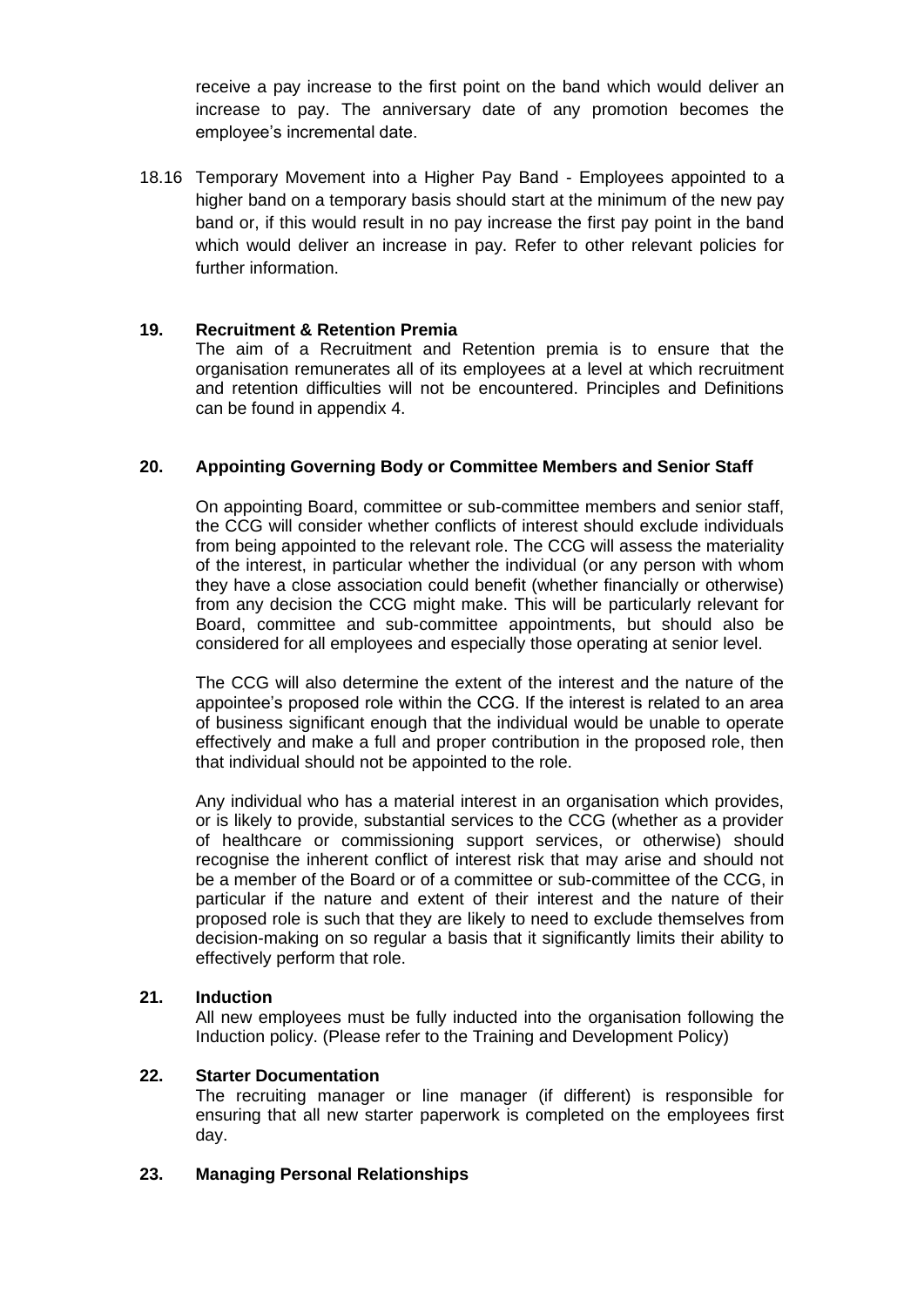receive a pay increase to the first point on the band which would deliver an increase to pay. The anniversary date of any promotion becomes the employee's incremental date.

18.16 Temporary Movement into a Higher Pay Band - Employees appointed to a higher band on a temporary basis should start at the minimum of the new pay band or, if this would result in no pay increase the first pay point in the band which would deliver an increase in pay. Refer to other relevant policies for further information.

## 19. Recruitment & Retention Premia

The aim of a Recruitment and Retention premia is to ensure that the organisation remunerates all of its employees at a level at which recruitment and retention difficulties will not be encountered. Principles and Definitions can be found in appendix 4.

## 20. Appointing Governing Body or Committee Members and Senior Staff

On appointing Board, committee or sub-committee members and senior staff, the CCG will consider whether conflicts of interest should exclude individuals from being appointed to the relevant role. The CCG will assess the materiality of the interest, in particular whether the individual (or any person with whom they have a close association could benefit (whether financially or otherwise) from any decision the CCG might make. This will be particularly relevant for Board, committee and sub-committee appointments, but should also be considered for all employees and especially those operating at senior level.

The CCG will also determine the extent of the interest and the nature of the appointee's proposed role within the CCG. If the interest is related to an area of business significant enough that the individual would be unable to operate effectively and make a full and proper contribution in the proposed role, then that individual should not be appointed to the role.

Any individual who has a material interest in an organisation which provides, or is likely to provide, substantial services to the CCG (whether as a provider of healthcare or commissioning support services, or otherwise) should recognise the inherent conflict of interest risk that may arise and should not be a member of the Board or of a committee or sub-committee of the CCG, in particular if the nature and extent of their interest and the nature of their proposed role is such that they are likely to need to exclude themselves from decision-making on so regular a basis that it significantly limits their ability to effectively perform that role.

## 21. Induction

All new employees must be fully inducted into the organisation following the Induction policy. (Please refer to the Training and Development Policy)

## 22. Starter Documentation

The recruiting manager or line manager (if different) is responsible for ensuring that all new starter paperwork is completed on the employees first day.

## 23. Managing Personal Relationships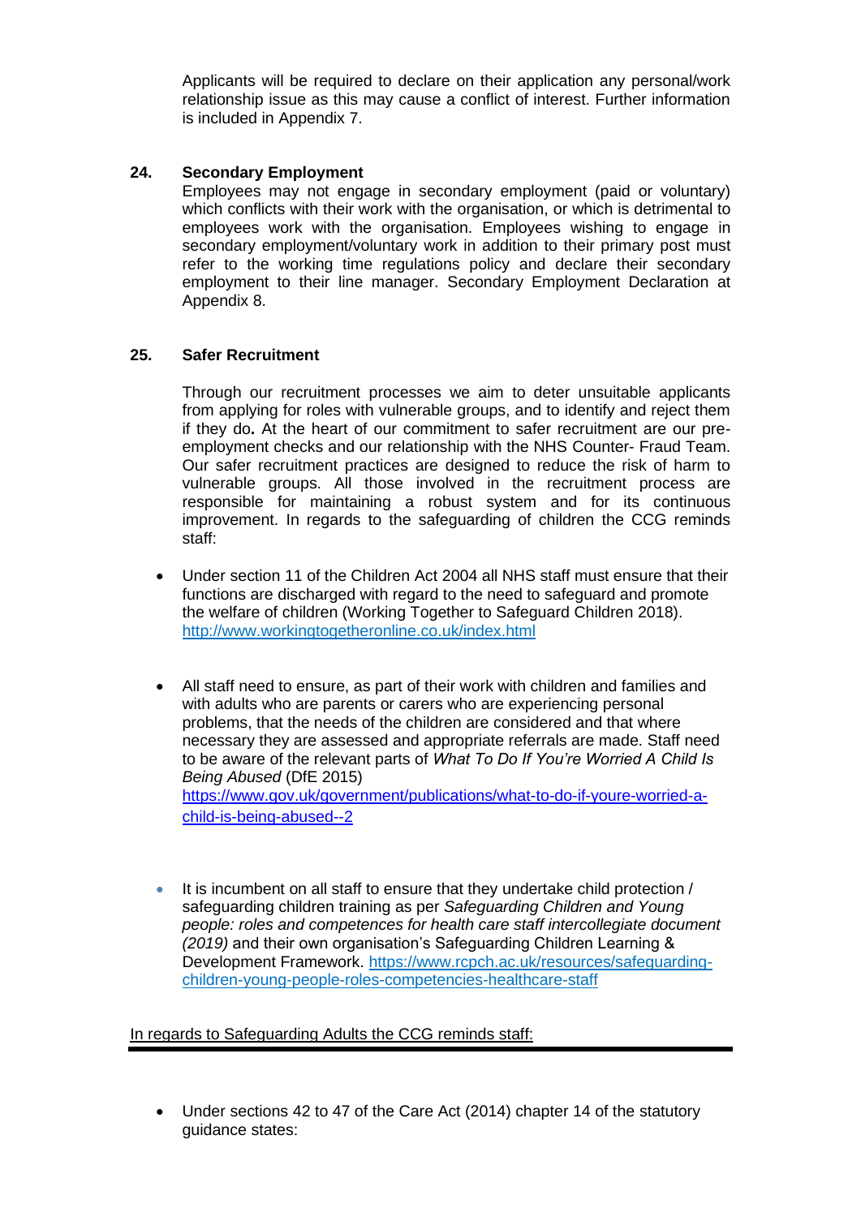Applicants will be required to declare on their application any personal/work relationship issue as this may cause a conflict of interest. Further information is included in Appendix 7.

**24. Secondary Employment**

Employees may not engage in secondary employment (paid or voluntary) which conflicts with their work with the organisation, or which is detrimental to employees work with the organisation. Employees wishing to engage in secondary employment/voluntary work in addition to their primary post must refer to the working time regulations policy and declare their secondary employment to their line manager. Secondary Employment Declaration at Appendix 8.

**25. Safer Recruitment**

Through our recruitment processes we aim to deter unsuitable applicants from applying for roles with vulnerable groups, and to identify and reject them if they do**.** At the heart of our commitment to safer recruitment are our pre-employment checks and our relationship with the NHS Counter- Fraud Team. Our safer recruitment practices are designed to reduce the risk of harm to vulnerable groups. All those involved in the recruitment process are responsible for maintaining a robust system and for its continuous improvement. In regards to the safeguarding of children the CCG reminds staff:

- Under section 11 of the Children Act 2004 all NHS staff must ensure that their functions are discharged with regard to the need to safeguard and promote the welfare of children (Working Together to Safeguard Children 2018). [http://www.workingtogetheronline.co.uk/index.html](http://www.workingtogetheronline.co.uk/index.html)

- All staff need to ensure, as part of their work with children and families and with adults who are parents or carers who are experiencing personal problems, that the needs of the children are considered and that where necessary they are assessed and appropriate referrals are made. Staff need to be aware of the relevant parts of *What To Do If You're Worried A Child Is Being Abused* (DfE 2015) [https://www.gov.uk/government/publications/what-to-do-if-youre-worried-a-child-is-being-abused--2](https://www.gov.uk/government/publications/what-to-do-if-youre-worried-a-child-is-being-abused--2)

- It is incumbent on all staff to ensure that they undertake child protection / safeguarding children training as per *Safeguarding Children and Young people: roles and competences for health care staff intercollegiate document (2019)* and their own organisation's Safeguarding Children Learning & Development Framework. [https://www.rcpch.ac.uk/resources/safeguarding-children-young-people-roles-competencies-healthcare-staff](https://www.rcpch.ac.uk/resources/safeguarding-children-young-people-roles-competencies-healthcare-staff)

<u>In regards to Safeguarding Adults the CCG reminds staff:</u>

- Under sections 42 to 47 of the Care Act (2014) chapter 14 of the statutory guidance states: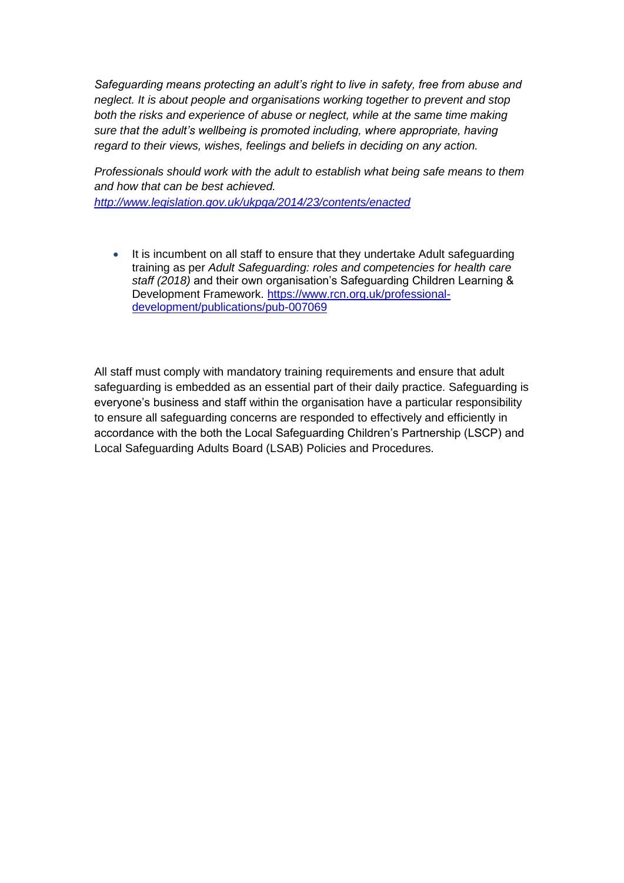*Safeguarding means protecting an adult's right to live in safety, free from abuse and neglect. It is about people and organisations working together to prevent and stop both the risks and experience of abuse or neglect, while at the same time making sure that the adult's wellbeing is promoted including, where appropriate, having regard to their views, wishes, feelings and beliefs in deciding on any action.*

*Professionals should work with the adult to establish what being safe means to them and how that can be best achieved.*
*[http://www.legislation.gov.uk/ukpga/2014/23/contents/enacted](http://www.legislation.gov.uk/ukpga/2014/23/contents/enacted)*

- It is incumbent on all staff to ensure that they undertake Adult safeguarding training as per *Adult Safeguarding: roles and competencies for health care staff (2018)* and their own organisation's Safeguarding Children Learning & Development Framework. [https://www.rcn.org.uk/professional-development/publications/pub-007069](https://www.rcn.org.uk/professional-development/publications/pub-007069)

All staff must comply with mandatory training requirements and ensure that adult safeguarding is embedded as an essential part of their daily practice. Safeguarding is everyone's business and staff within the organisation have a particular responsibility to ensure all safeguarding concerns are responded to effectively and efficiently in accordance with the both the Local Safeguarding Children's Partnership (LSCP) and Local Safeguarding Adults Board (LSAB) Policies and Procedures.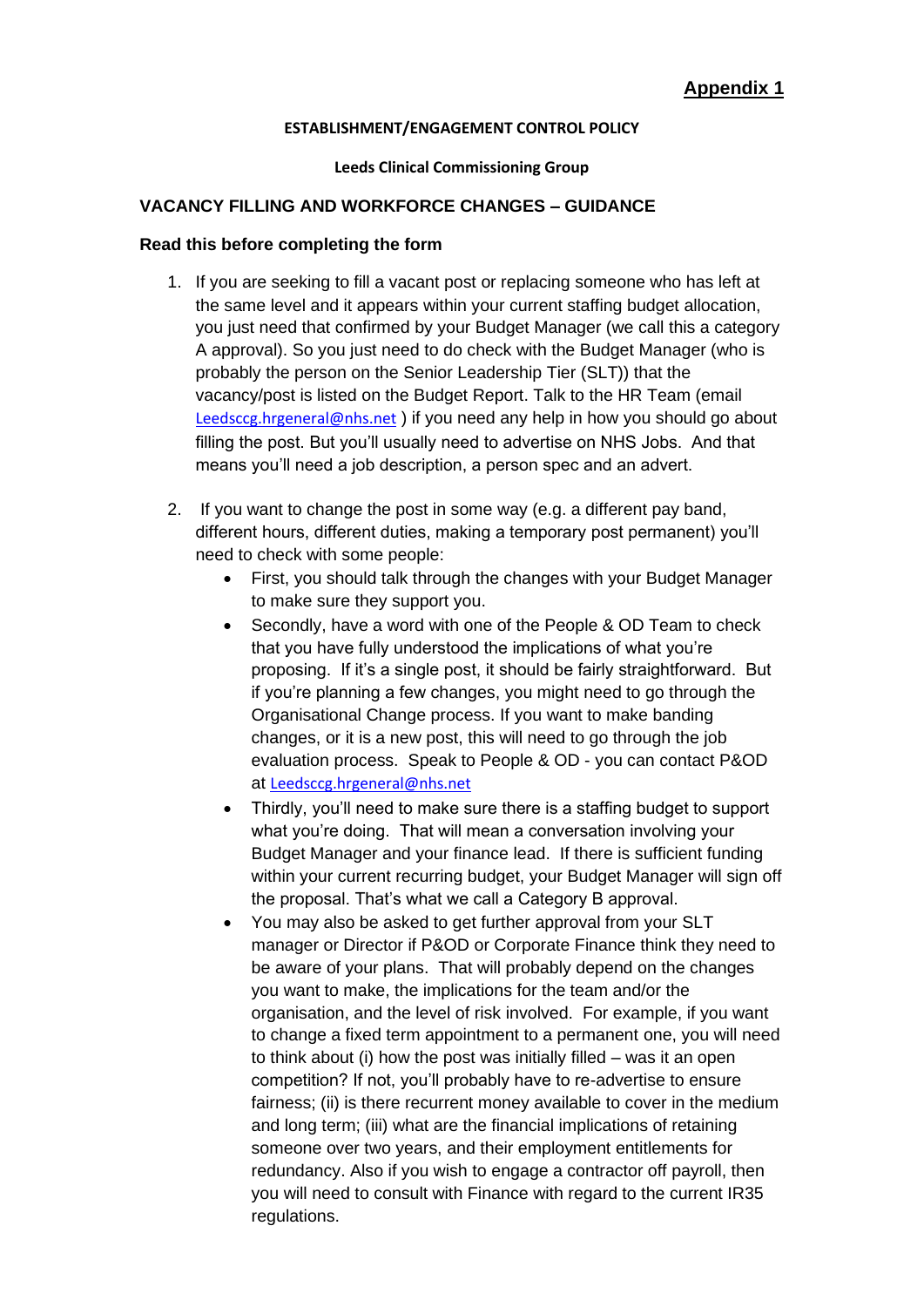**Appendix 1**

**ESTABLISHMENT/ENGAGEMENT CONTROL POLICY**

**Leeds Clinical Commissioning Group**

## VACANCY FILLING AND WORKFORCE CHANGES – GUIDANCE

### Read this before completing the form

1. If you are seeking to fill a vacant post or replacing someone who has left at the same level and it appears within your current staffing budget allocation, you just need that confirmed by your Budget Manager (we call this a category A approval). So you just need to do check with the Budget Manager (who is probably the person on the Senior Leadership Tier (SLT)) that the vacancy/post is listed on the Budget Report. Talk to the HR Team (email Leedsccg.hrgeneral@nhs.net ) if you need any help in how you should go about filling the post. But you'll usually need to advertise on NHS Jobs. And that means you'll need a job description, a person spec and an advert.

2. If you want to change the post in some way (e.g. a different pay band, different hours, different duties, making a temporary post permanent) you'll need to check with some people:
   - First, you should talk through the changes with your Budget Manager to make sure they support you.
   - Secondly, have a word with one of the People & OD Team to check that you have fully understood the implications of what you're proposing. If it's a single post, it should be fairly straightforward. But if you're planning a few changes, you might need to go through the Organisational Change process. If you want to make banding changes, or it is a new post, this will need to go through the job evaluation process. Speak to People & OD - you can contact P&OD at Leedsccg.hrgeneral@nhs.net
   - Thirdly, you'll need to make sure there is a staffing budget to support what you're doing. That will mean a conversation involving your Budget Manager and your finance lead. If there is sufficient funding within your current recurring budget, your Budget Manager will sign off the proposal. That's what we call a Category B approval.
   - You may also be asked to get further approval from your SLT manager or Director if P&OD or Corporate Finance think they need to be aware of your plans. That will probably depend on the changes you want to make, the implications for the team and/or the organisation, and the level of risk involved. For example, if you want to change a fixed term appointment to a permanent one, you will need to think about (i) how the post was initially filled – was it an open competition? If not, you'll probably have to re-advertise to ensure fairness; (ii) is there recurrent money available to cover in the medium and long term; (iii) what are the financial implications of retaining someone over two years, and their employment entitlements for redundancy. Also if you wish to engage a contractor off payroll, then you will need to consult with Finance with regard to the current IR35 regulations.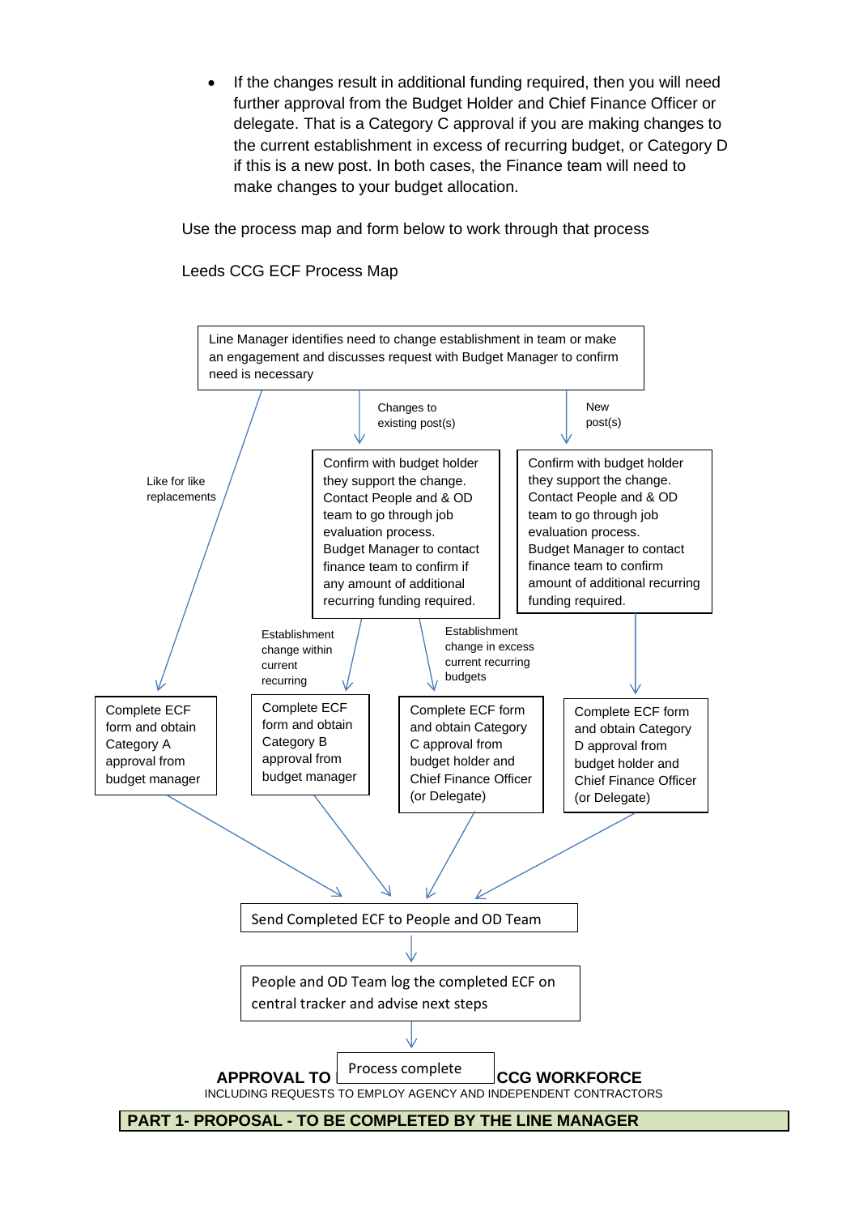- If the changes result in additional funding required, then you will need further approval from the Budget Holder and Chief Finance Officer or delegate. That is a Category C approval if you are making changes to the current establishment in excess of recurring budget, or Category D if this is a new post. In both cases, the Finance team will need to make changes to your budget allocation.

Use the process map and form below to work through that process

Leeds CCG ECF Process Map

Line Manager identifies need to change establishment in team or make an engagement and discusses request with Budget Manager to confirm need is necessary

Like for like replacements

Changes to existing post(s)

New post(s)

Confirm with budget holder they support the change. Contact People and & OD team to go through job evaluation process. Budget Manager to contact finance team to confirm if any amount of additional recurring funding required.

Confirm with budget holder they support the change. Contact People and & OD team to go through job evaluation process. Budget Manager to contact finance team to confirm amount of additional recurring funding required.

Establishment change within current recurring

Establishment change in excess current recurring budgets

Complete ECF form and obtain Category A approval from budget manager

Complete ECF form and obtain Category B approval from budget manager

Complete ECF form and obtain Category C approval from budget holder and Chief Finance Officer (or Delegate)

Complete ECF form and obtain Category D approval from budget holder and Chief Finance Officer (or Delegate)

Send Completed ECF to People and OD Team

People and OD Team log the completed ECF on central tracker and advise next steps

Process complete

**APPROVAL TO** **CCG WORKFORCE**

INCLUDING REQUESTS TO EMPLOY AGENCY AND INDEPENDENT CONTRACTORS

**PART 1- PROPOSAL - TO BE COMPLETED BY THE LINE MANAGER**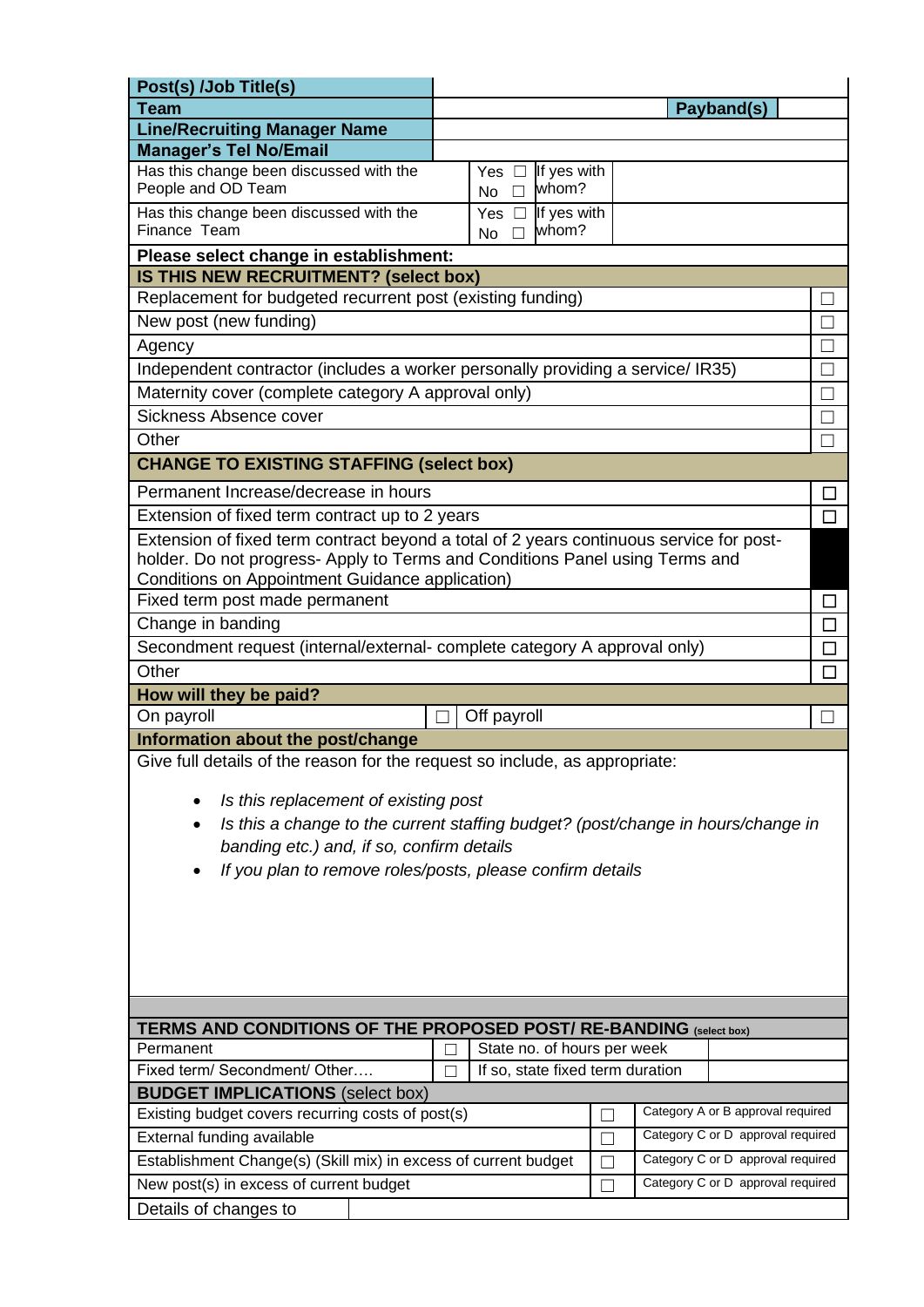| **Post(s) /Job Title(s)** | | | |
|---|---|---|---|
| **Team** | | **Payband(s)** | |
| **Line/Recruiting Manager Name** | | | |
| **Manager's Tel No/Email** | | | |
| Has this change been discussed with the People and OD Team | Yes ☐ No ☐ | If yes with whom? | |
| Has this change been discussed with the Finance Team | Yes ☐ No ☐ | If yes with whom? | |

| **Please select change in establishment:** | |
|---|---|
| **IS THIS NEW RECRUITMENT? (select box)** | |
| Replacement for budgeted recurrent post (existing funding) | ☐ |
| New post (new funding) | ☐ |
| Agency | ☐ |
| Independent contractor (includes a worker personally providing a service/ IR35) | ☐ |
| Maternity cover (complete category A approval only) | ☐ |
| Sickness Absence cover | ☐ |
| Other | ☐ |
| **CHANGE TO EXISTING STAFFING (select box)** | |
| Permanent Increase/decrease in hours | ☐ |
| Extension of fixed term contract up to 2 years | ☐ |
| Extension of fixed term contract beyond a total of 2 years continuous service for post-holder. Do not progress- Apply to Terms and Conditions Panel using Terms and Conditions on Appointment Guidance application) | |
| Fixed term post made permanent | ☐ |
| Change in banding | ☐ |
| Secondment request (internal/external- complete category A approval only) | ☐ |
| Other | ☐ |

| **How will they be paid?** | | | |
|---|---|---|---|
| On payroll | ☐ | Off payroll | ☐ |

**Information about the post/change**

Give full details of the reason for the request so include, as appropriate:

- *Is this replacement of existing post*
- *Is this a change to the current staffing budget? (post/change in hours/change in banding etc.) and, if so, confirm details*
- *If you plan to remove roles/posts, please confirm details*

| **TERMS AND CONDITIONS OF THE PROPOSED POST/ RE-BANDING** (select box) | | | |
|---|---|---|---|
| Permanent | ☐ | State no. of hours per week | |
| Fixed term/ Secondment/ Other…. | ☐ | If so, state fixed term duration | |

| **BUDGET IMPLICATIONS** (select box) | | |
|---|---|---|
| Existing budget covers recurring costs of post(s) | ☐ | Category A or B approval required |
| External funding available | ☐ | Category C or D approval required |
| Establishment Change(s) (Skill mix) in excess of current budget | ☐ | Category C or D approval required |
| New post(s) in excess of current budget | ☐ | Category C or D approval required |
| Details of changes to | | |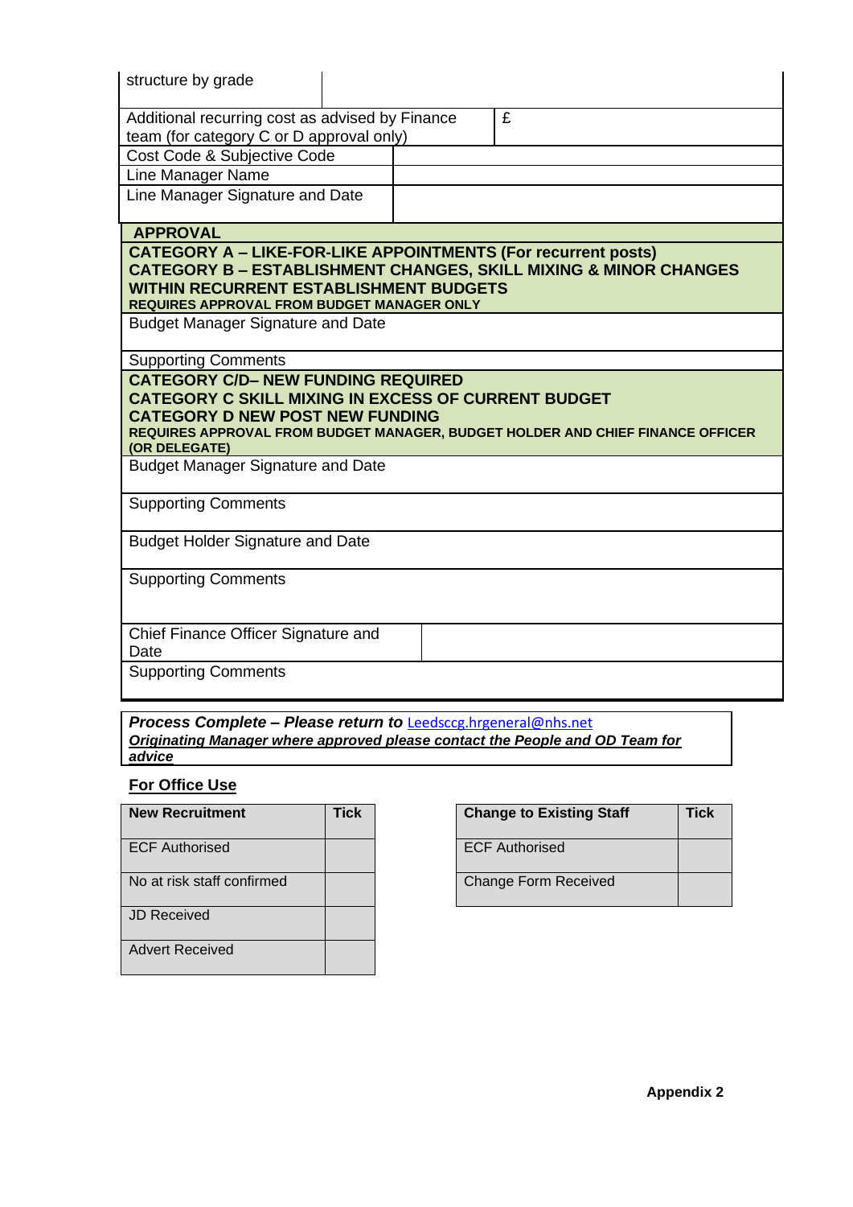| structure by grade | |
|---|---|
| Additional recurring cost as advised by Finance team (for category C or D approval only) | £ |
| Cost Code & Subjective Code | |
| Line Manager Name | |
| Line Manager Signature and Date | |

| **APPROVAL** |
|---|
| **CATEGORY A – LIKE-FOR-LIKE APPOINTMENTS (For recurrent posts)**<br>**CATEGORY B – ESTABLISHMENT CHANGES, SKILL MIXING & MINOR CHANGES WITHIN RECURRENT ESTABLISHMENT BUDGETS**<br>**REQUIRES APPROVAL FROM BUDGET MANAGER ONLY** |
| Budget Manager Signature and Date |
| Supporting Comments |
| **CATEGORY C/D– NEW FUNDING REQUIRED**<br>**CATEGORY C SKILL MIXING IN EXCESS OF CURRENT BUDGET**<br>**CATEGORY D NEW POST NEW FUNDING**<br>**REQUIRES APPROVAL FROM BUDGET MANAGER, BUDGET HOLDER AND CHIEF FINANCE OFFICER (OR DELEGATE)** |
| Budget Manager Signature and Date |
| Supporting Comments |
| Budget Holder Signature and Date |
| Supporting Comments |
| Chief Finance Officer Signature and Date |
| Supporting Comments |

***Process Complete – Please return to*** Leedsccg.hrgeneral@nhs.net
***Originating Manager where approved please contact the People and OD Team for advice***

**For Office Use**

| New Recruitment | Tick |
|---|---|
| ECF Authorised | |
| No at risk staff confirmed | |
| JD Received | |
| Advert Received | |

| Change to Existing Staff | Tick |
|---|---|
| ECF Authorised | |
| Change Form Received | |

**Appendix 2**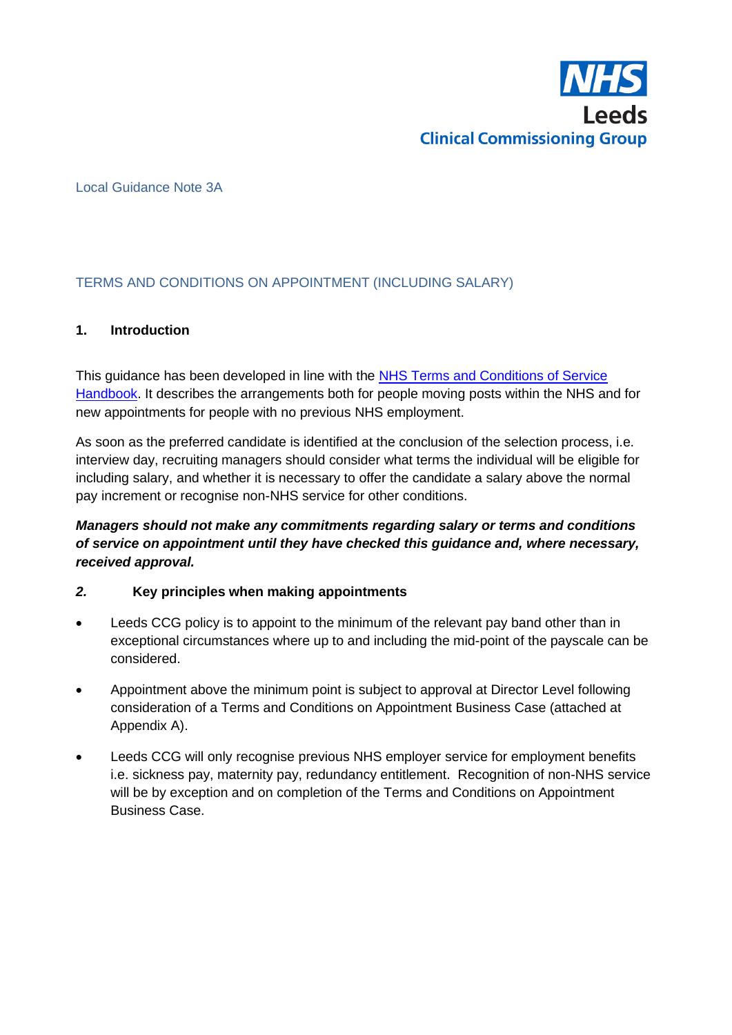NHS
Leeds
Clinical Commissioning Group

Local Guidance Note 3A

TERMS AND CONDITIONS ON APPOINTMENT (INCLUDING SALARY)

## 1. Introduction

This guidance has been developed in line with the [NHS Terms and Conditions of Service Handbook](). It describes the arrangements both for people moving posts within the NHS and for new appointments for people with no previous NHS employment.

As soon as the preferred candidate is identified at the conclusion of the selection process, i.e. interview day, recruiting managers should consider what terms the individual will be eligible for including salary, and whether it is necessary to offer the candidate a salary above the normal pay increment or recognise non-NHS service for other conditions.

***Managers should not make any commitments regarding salary or terms and conditions of service on appointment until they have checked this guidance and, where necessary, received approval.***

## *2.* Key principles when making appointments

- Leeds CCG policy is to appoint to the minimum of the relevant pay band other than in exceptional circumstances where up to and including the mid-point of the payscale can be considered.
- Appointment above the minimum point is subject to approval at Director Level following consideration of a Terms and Conditions on Appointment Business Case (attached at Appendix A).
- Leeds CCG will only recognise previous NHS employer service for employment benefits i.e. sickness pay, maternity pay, redundancy entitlement. Recognition of non-NHS service will be by exception and on completion of the Terms and Conditions on Appointment Business Case.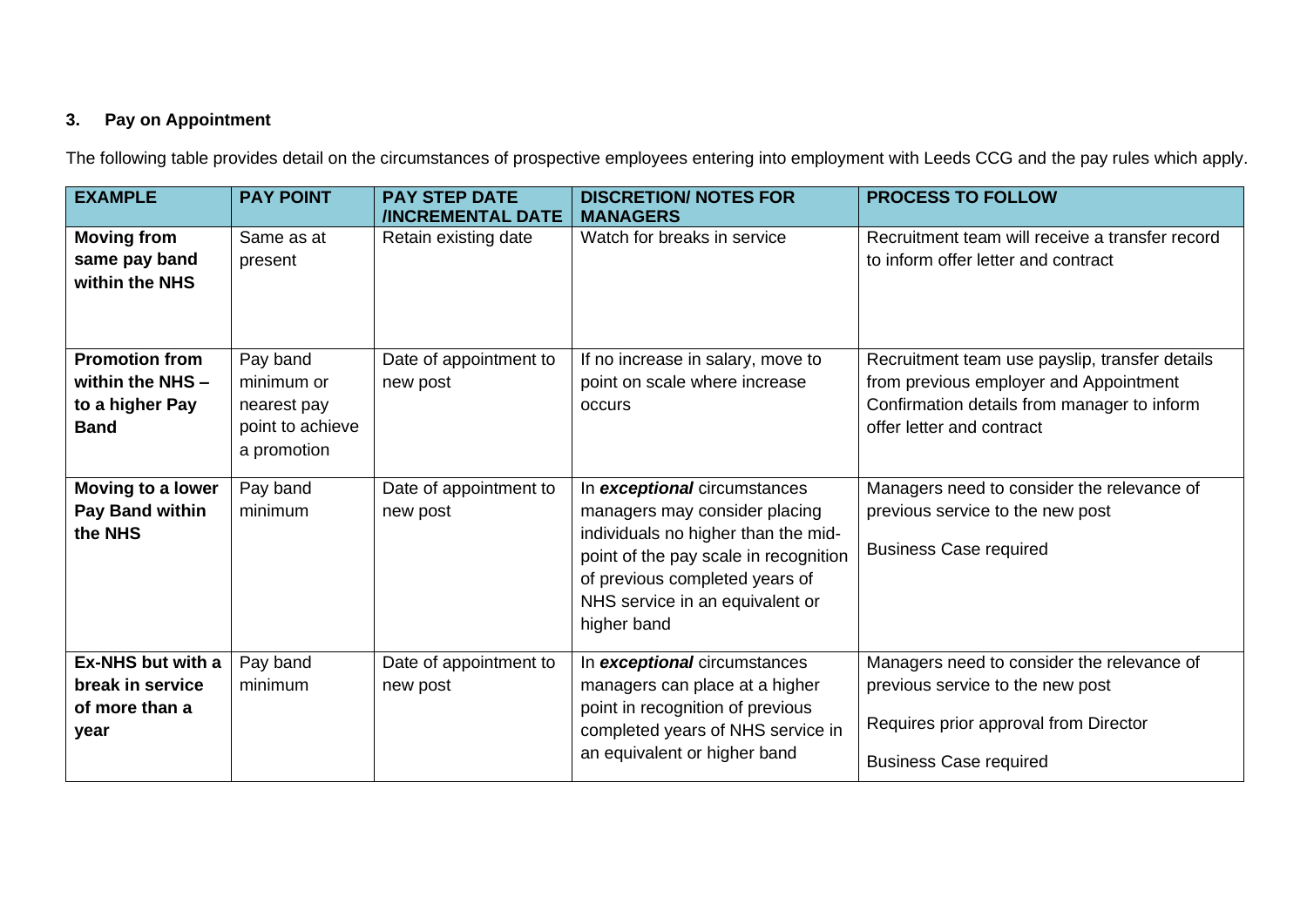### 3. Pay on Appointment

The following table provides detail on the circumstances of prospective employees entering into employment with Leeds CCG and the pay rules which apply.

| EXAMPLE | PAY POINT | PAY STEP DATE /INCREMENTAL DATE | DISCRETION/ NOTES FOR MANAGERS | PROCESS TO FOLLOW |
|---|---|---|---|---|
| **Moving from same pay band within the NHS** | Same as at present | Retain existing date | Watch for breaks in service | Recruitment team will receive a transfer record to inform offer letter and contract |
| **Promotion from within the NHS – to a higher Pay Band** | Pay band minimum or nearest pay point to achieve a promotion | Date of appointment to new post | If no increase in salary, move to point on scale where increase occurs | Recruitment team use payslip, transfer details from previous employer and Appointment Confirmation details from manager to inform offer letter and contract |
| **Moving to a lower Pay Band within the NHS** | Pay band minimum | Date of appointment to new post | In ***exceptional*** circumstances managers may consider placing individuals no higher than the mid-point of the pay scale in recognition of previous completed years of NHS service in an equivalent or higher band | Managers need to consider the relevance of previous service to the new post<br><br>Business Case required |
| **Ex-NHS but with a break in service of more than a year** | Pay band minimum | Date of appointment to new post | In ***exceptional*** circumstances managers can place at a higher point in recognition of previous completed years of NHS service in an equivalent or higher band | Managers need to consider the relevance of previous service to the new post<br><br>Requires prior approval from Director<br><br>Business Case required |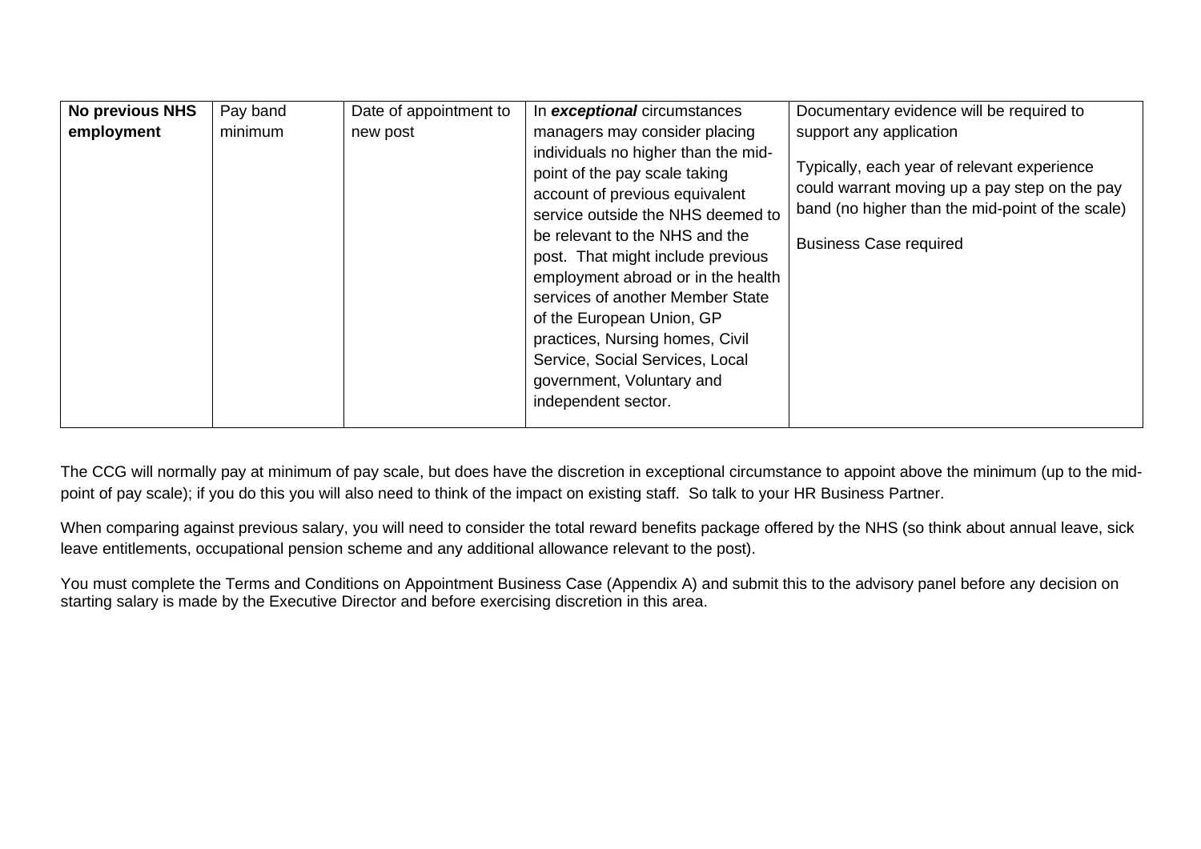| **No previous NHS employment** | Pay band minimum | Date of appointment to new post | In ***exceptional*** circumstances managers may consider placing individuals no higher than the mid-point of the pay scale taking account of previous equivalent service outside the NHS deemed to be relevant to the NHS and the post. That might include previous employment abroad or in the health services of another Member State of the European Union, GP practices, Nursing homes, Civil Service, Social Services, Local government, Voluntary and independent sector. | Documentary evidence will be required to support any application<br><br>Typically, each year of relevant experience could warrant moving up a pay step on the pay band (no higher than the mid-point of the scale)<br><br>Business Case required |
|---|---|---|---|---|

The CCG will normally pay at minimum of pay scale, but does have the discretion in exceptional circumstance to appoint above the minimum (up to the mid-point of pay scale); if you do this you will also need to think of the impact on existing staff. So talk to your HR Business Partner.

When comparing against previous salary, you will need to consider the total reward benefits package offered by the NHS (so think about annual leave, sick leave entitlements, occupational pension scheme and any additional allowance relevant to the post).

You must complete the Terms and Conditions on Appointment Business Case (Appendix A) and submit this to the advisory panel before any decision on starting salary is made by the Executive Director and before exercising discretion in this area.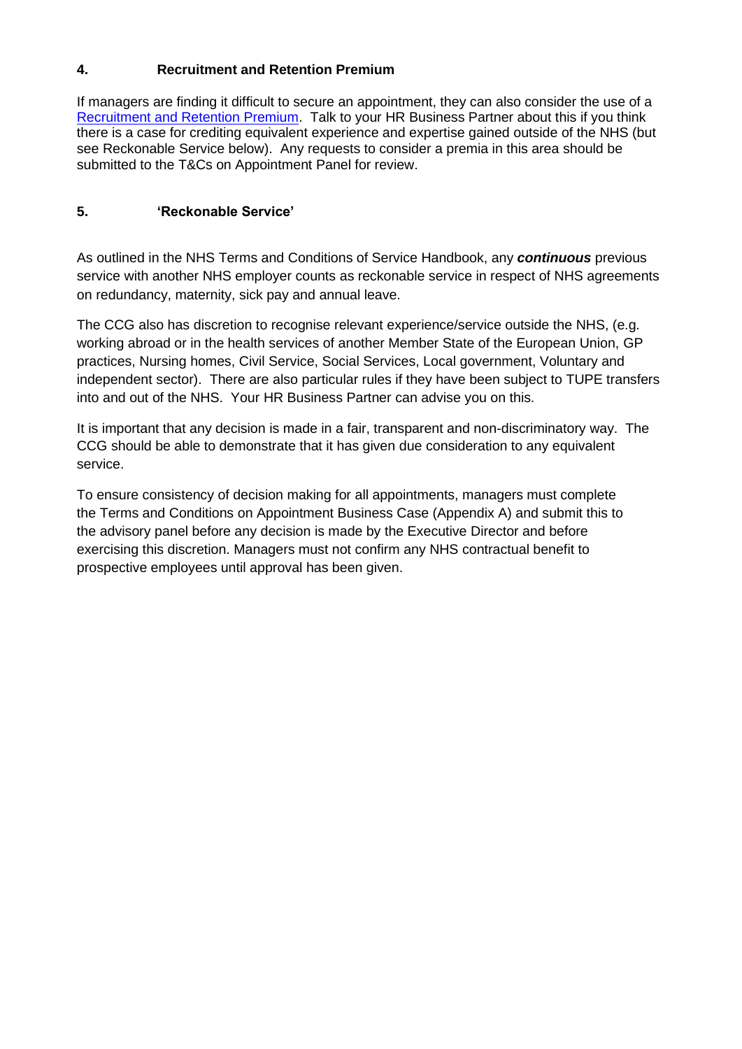## 4. Recruitment and Retention Premium

If managers are finding it difficult to secure an appointment, they can also consider the use of a Recruitment and Retention Premium. Talk to your HR Business Partner about this if you think there is a case for crediting equivalent experience and expertise gained outside of the NHS (but see Reckonable Service below). Any requests to consider a premia in this area should be submitted to the T&Cs on Appointment Panel for review.

## 5. 'Reckonable Service'

As outlined in the NHS Terms and Conditions of Service Handbook, any ***continuous*** previous service with another NHS employer counts as reckonable service in respect of NHS agreements on redundancy, maternity, sick pay and annual leave.

The CCG also has discretion to recognise relevant experience/service outside the NHS, (e.g. working abroad or in the health services of another Member State of the European Union, GP practices, Nursing homes, Civil Service, Social Services, Local government, Voluntary and independent sector). There are also particular rules if they have been subject to TUPE transfers into and out of the NHS. Your HR Business Partner can advise you on this.

It is important that any decision is made in a fair, transparent and non-discriminatory way. The CCG should be able to demonstrate that it has given due consideration to any equivalent service.

To ensure consistency of decision making for all appointments, managers must complete the Terms and Conditions on Appointment Business Case (Appendix A) and submit this to the advisory panel before any decision is made by the Executive Director and before exercising this discretion. Managers must not confirm any NHS contractual benefit to prospective employees until approval has been given.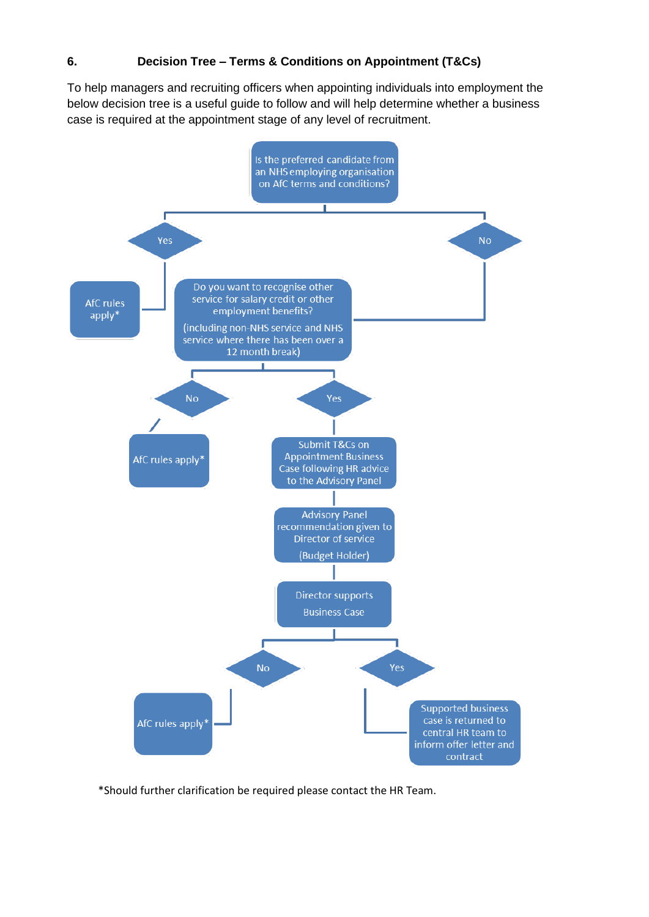## 6. Decision Tree – Terms & Conditions on Appointment (T&Cs)

To help managers and recruiting officers when appointing individuals into employment the below decision tree is a useful guide to follow and will help determine whether a business case is required at the appointment stage of any level of recruitment.

Is the preferred candidate from an NHS employing organisation on AfC terms and conditions?

- **Yes** → AfC rules apply*
- **No** → Do you want to recognise other service for salary credit or other employment benefits? (including non-NHS service and NHS service where there has been over a 12 month break)
  - **No** → AfC rules apply*
  - **Yes** → Submit T&Cs on Appointment Business Case following HR advice to the Advisory Panel
    - → Advisory Panel recommendation given to Director of service (Budget Holder)
    - → Director supports Business Case
      - **No** → AfC rules apply*
      - **Yes** → Supported business case is returned to central HR team to inform offer letter and contract

*Should further clarification be required please contact the HR Team.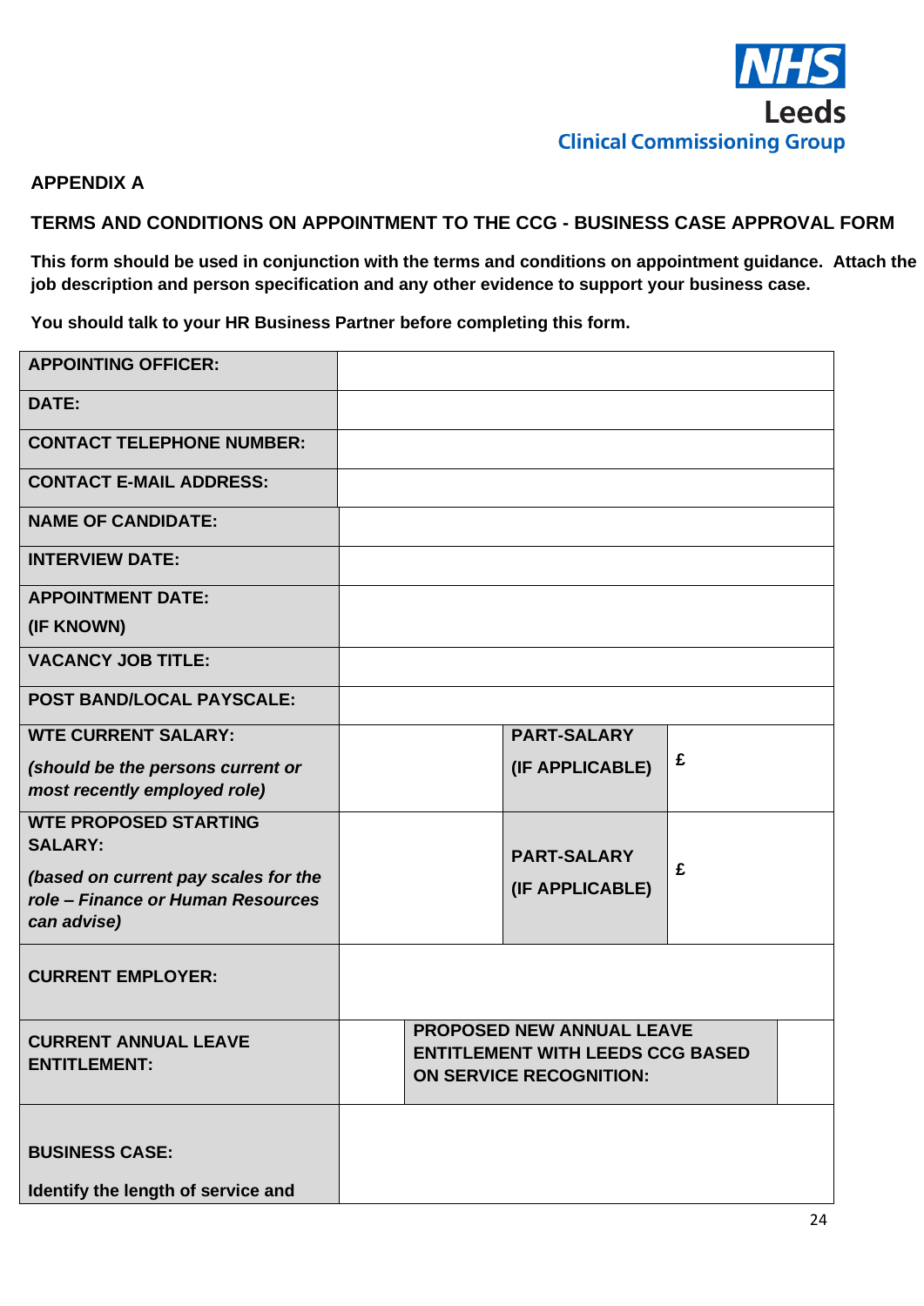NHS Leeds Clinical Commissioning Group

**APPENDIX A**

**TERMS AND CONDITIONS ON APPOINTMENT TO THE CCG - BUSINESS CASE APPROVAL FORM**

**This form should be used in conjunction with the terms and conditions on appointment guidance. Attach the job description and person specification and any other evidence to support your business case.**

**You should talk to your HR Business Partner before completing this form.**

| | | | |
|---|---|---|---|
| **APPOINTING OFFICER:** | | | |
| **DATE:** | | | |
| **CONTACT TELEPHONE NUMBER:** | | | |
| **CONTACT E-MAIL ADDRESS:** | | | |
| **NAME OF CANDIDATE:** | | | |
| **INTERVIEW DATE:** | | | |
| **APPOINTMENT DATE:** **(IF KNOWN)** | | | |
| **VACANCY JOB TITLE:** | | | |
| **POST BAND/LOCAL PAYSCALE:** | | | |
| **WTE CURRENT SALARY:** ***(should be the persons current or most recently employed role)*** | | **PART-SALARY (IF APPLICABLE)** | **£** |
| **WTE PROPOSED STARTING SALARY:** ***(based on current pay scales for the role – Finance or Human Resources can advise)*** | | **PART-SALARY (IF APPLICABLE)** | **£** |
| **CURRENT EMPLOYER:** | | | |
| **CURRENT ANNUAL LEAVE ENTITLEMENT:** | | **PROPOSED NEW ANNUAL LEAVE ENTITLEMENT WITH LEEDS CCG BASED ON SERVICE RECOGNITION:** | |
| **BUSINESS CASE:** **Identify the length of service and** | | | |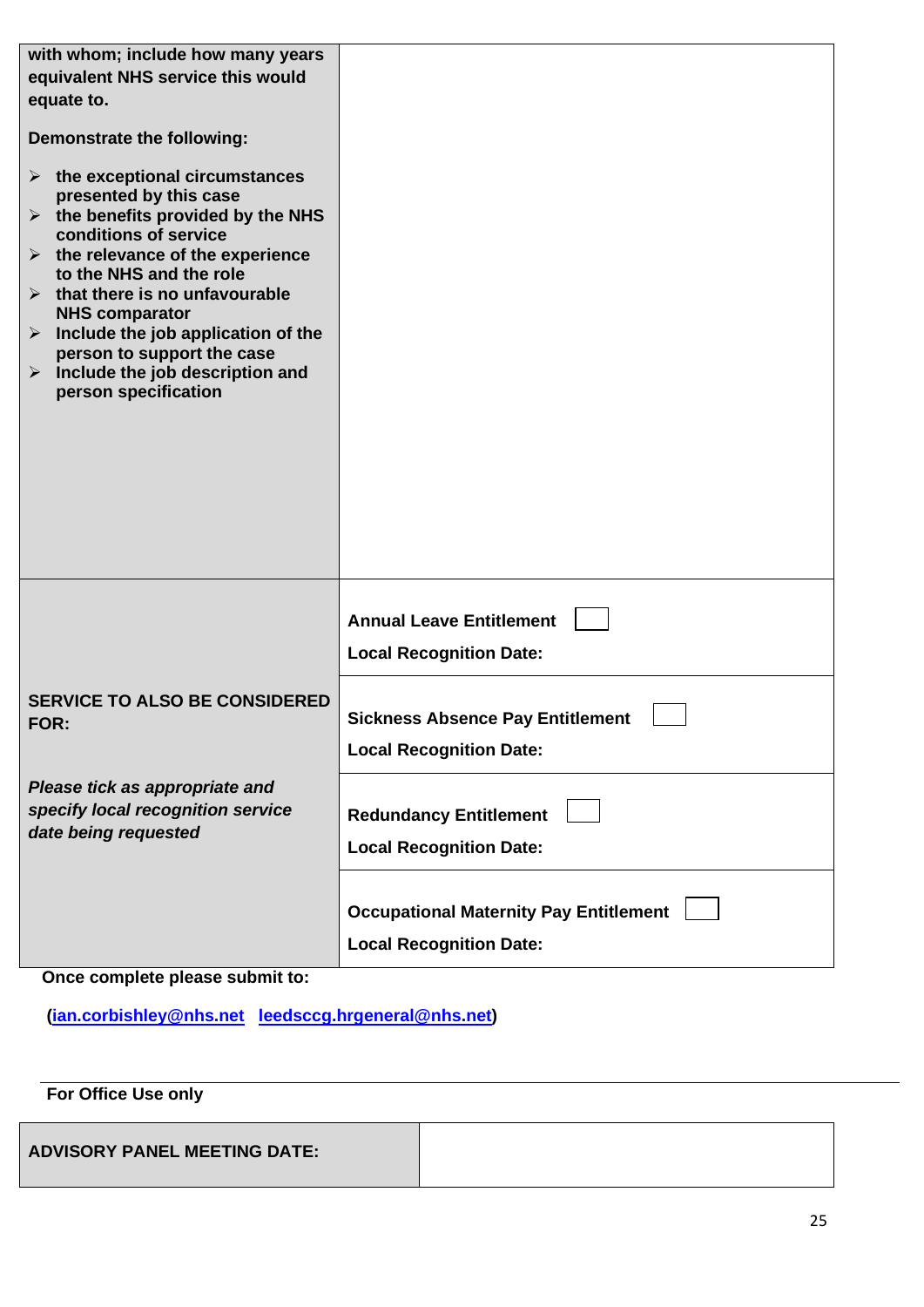| | |
|---|---|
| **with whom; include how many years equivalent NHS service this would equate to.**<br><br>**Demonstrate the following:**<br><br>➢ **the exceptional circumstances presented by this case**<br>➢ **the benefits provided by the NHS conditions of service**<br>➢ **the relevance of the experience to the NHS and the role**<br>➢ **that there is no unfavourable NHS comparator**<br>➢ **Include the job application of the person to support the case**<br>➢ **Include the job description and person specification** | |
| **SERVICE TO ALSO BE CONSIDERED FOR:**<br><br>***Please tick as appropriate and specify local recognition service date being requested*** | **Annual Leave Entitlement** ☐<br>**Local Recognition Date:** |
| | **Sickness Absence Pay Entitlement** ☐<br>**Local Recognition Date:** |
| | **Redundancy Entitlement** ☐<br>**Local Recognition Date:** |
| | **Occupational Maternity Pay Entitlement** ☐<br>**Local Recognition Date:** |

**Once complete please submit to:**

**(ian.corbishley@nhs.net leedsccg.hrgeneral@nhs.net)**

**For Office Use only**

| | |
|---|---|
| **ADVISORY PANEL MEETING DATE:** | |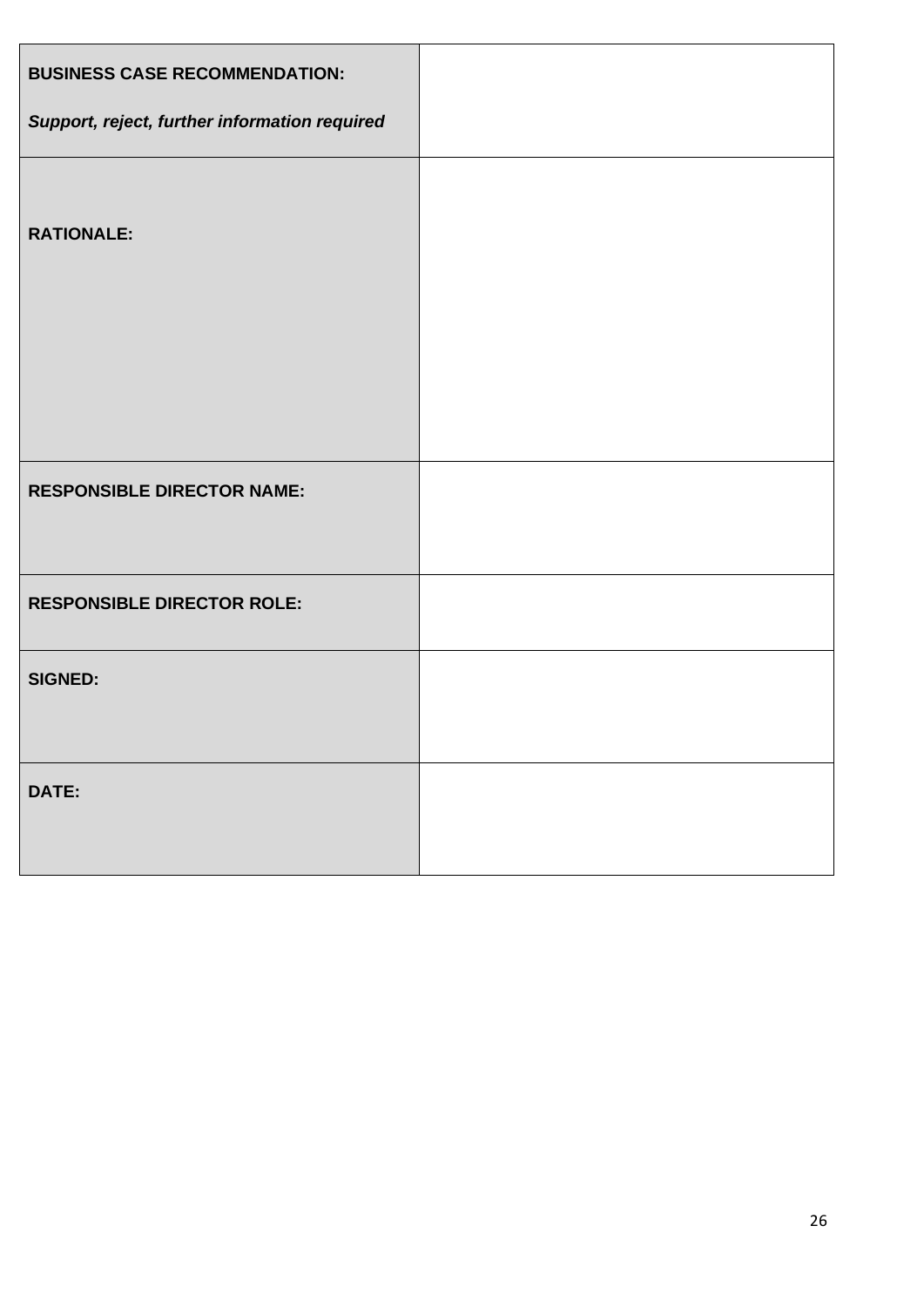| **BUSINESS CASE RECOMMENDATION:**<br><br>***Support, reject, further information required*** | |
|---|---|
| **RATIONALE:** | |
| **RESPONSIBLE DIRECTOR NAME:** | |
| **RESPONSIBLE DIRECTOR ROLE:** | |
| **SIGNED:** | |
| **DATE:** | |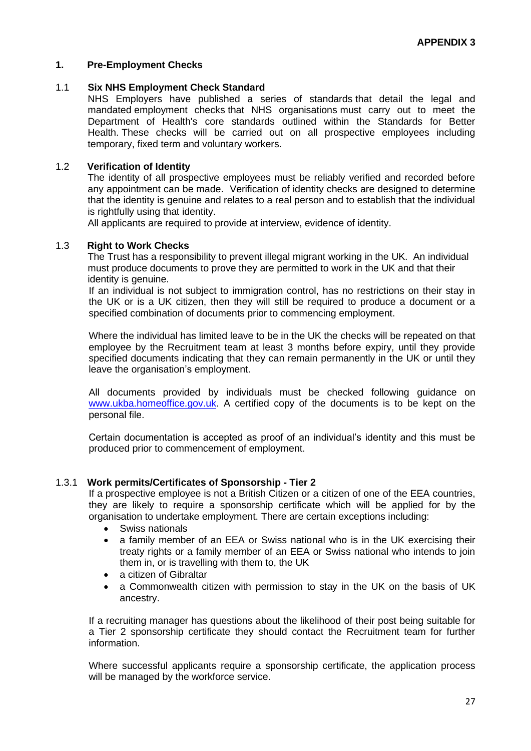**APPENDIX 3**

## 1. Pre-Employment Checks

### 1.1 Six NHS Employment Check Standard

NHS Employers have published a series of standards that detail the legal and mandated employment checks that NHS organisations must carry out to meet the Department of Health's core standards outlined within the Standards for Better Health. These checks will be carried out on all prospective employees including temporary, fixed term and voluntary workers.

### 1.2 Verification of Identity

The identity of all prospective employees must be reliably verified and recorded before any appointment can be made. Verification of identity checks are designed to determine that the identity is genuine and relates to a real person and to establish that the individual is rightfully using that identity.

All applicants are required to provide at interview, evidence of identity.

### 1.3 Right to Work Checks

The Trust has a responsibility to prevent illegal migrant working in the UK. An individual must produce documents to prove they are permitted to work in the UK and that their identity is genuine.

If an individual is not subject to immigration control, has no restrictions on their stay in the UK or is a UK citizen, then they will still be required to produce a document or a specified combination of documents prior to commencing employment.

Where the individual has limited leave to be in the UK the checks will be repeated on that employee by the Recruitment team at least 3 months before expiry, until they provide specified documents indicating that they can remain permanently in the UK or until they leave the organisation's employment.

All documents provided by individuals must be checked following guidance on [www.ukba.homeoffice.gov.uk](http://www.ukba.homeoffice.gov.uk). A certified copy of the documents is to be kept on the personal file.

Certain documentation is accepted as proof of an individual's identity and this must be produced prior to commencement of employment.

#### 1.3.1 Work permits/Certificates of Sponsorship - Tier 2

If a prospective employee is not a British Citizen or a citizen of one of the EEA countries, they are likely to require a sponsorship certificate which will be applied for by the organisation to undertake employment. There are certain exceptions including:

- Swiss nationals
- a family member of an EEA or Swiss national who is in the UK exercising their treaty rights or a family member of an EEA or Swiss national who intends to join them in, or is travelling with them to, the UK
- a citizen of Gibraltar
- a Commonwealth citizen with permission to stay in the UK on the basis of UK ancestry.

If a recruiting manager has questions about the likelihood of their post being suitable for a Tier 2 sponsorship certificate they should contact the Recruitment team for further information.

Where successful applicants require a sponsorship certificate, the application process will be managed by the workforce service.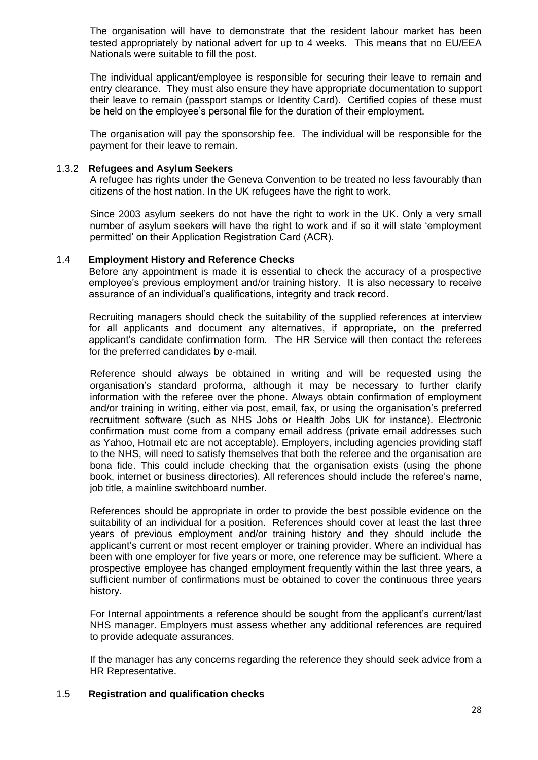The organisation will have to demonstrate that the resident labour market has been tested appropriately by national advert for up to 4 weeks. This means that no EU/EEA Nationals were suitable to fill the post.

The individual applicant/employee is responsible for securing their leave to remain and entry clearance. They must also ensure they have appropriate documentation to support their leave to remain (passport stamps or Identity Card). Certified copies of these must be held on the employee's personal file for the duration of their employment.

The organisation will pay the sponsorship fee. The individual will be responsible for the payment for their leave to remain.

#### 1.3.2 Refugees and Asylum Seekers

A refugee has rights under the Geneva Convention to be treated no less favourably than citizens of the host nation. In the UK refugees have the right to work.

Since 2003 asylum seekers do not have the right to work in the UK. Only a very small number of asylum seekers will have the right to work and if so it will state 'employment permitted' on their Application Registration Card (ACR).

### 1.4 Employment History and Reference Checks

Before any appointment is made it is essential to check the accuracy of a prospective employee's previous employment and/or training history. It is also necessary to receive assurance of an individual's qualifications, integrity and track record.

Recruiting managers should check the suitability of the supplied references at interview for all applicants and document any alternatives, if appropriate, on the preferred applicant's candidate confirmation form. The HR Service will then contact the referees for the preferred candidates by e-mail.

Reference should always be obtained in writing and will be requested using the organisation's standard proforma, although it may be necessary to further clarify information with the referee over the phone. Always obtain confirmation of employment and/or training in writing, either via post, email, fax, or using the organisation's preferred recruitment software (such as NHS Jobs or Health Jobs UK for instance). Electronic confirmation must come from a company email address (private email addresses such as Yahoo, Hotmail etc are not acceptable). Employers, including agencies providing staff to the NHS, will need to satisfy themselves that both the referee and the organisation are bona fide. This could include checking that the organisation exists (using the phone book, internet or business directories). All references should include the referee's name, job title, a mainline switchboard number.

References should be appropriate in order to provide the best possible evidence on the suitability of an individual for a position. References should cover at least the last three years of previous employment and/or training history and they should include the applicant's current or most recent employer or training provider. Where an individual has been with one employer for five years or more, one reference may be sufficient. Where a prospective employee has changed employment frequently within the last three years, a sufficient number of confirmations must be obtained to cover the continuous three years history.

For Internal appointments a reference should be sought from the applicant's current/last NHS manager. Employers must assess whether any additional references are required to provide adequate assurances.

If the manager has any concerns regarding the reference they should seek advice from a HR Representative.

### 1.5 Registration and qualification checks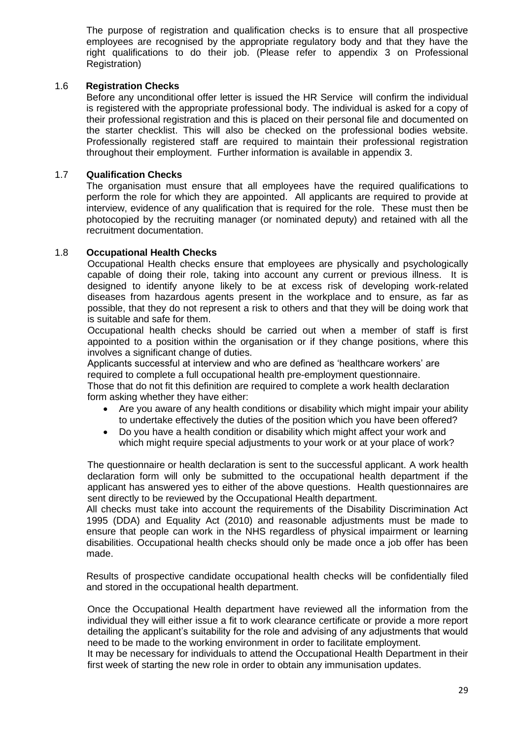The purpose of registration and qualification checks is to ensure that all prospective employees are recognised by the appropriate regulatory body and that they have the right qualifications to do their job. (Please refer to appendix 3 on Professional Registration)

### 1.6 Registration Checks

Before any unconditional offer letter is issued the HR Service will confirm the individual is registered with the appropriate professional body. The individual is asked for a copy of their professional registration and this is placed on their personal file and documented on the starter checklist. This will also be checked on the professional bodies website. Professionally registered staff are required to maintain their professional registration throughout their employment. Further information is available in appendix 3.

### 1.7 Qualification Checks

The organisation must ensure that all employees have the required qualifications to perform the role for which they are appointed. All applicants are required to provide at interview, evidence of any qualification that is required for the role. These must then be photocopied by the recruiting manager (or nominated deputy) and retained with all the recruitment documentation.

### 1.8 Occupational Health Checks

Occupational Health checks ensure that employees are physically and psychologically capable of doing their role, taking into account any current or previous illness. It is designed to identify anyone likely to be at excess risk of developing work-related diseases from hazardous agents present in the workplace and to ensure, as far as possible, that they do not represent a risk to others and that they will be doing work that is suitable and safe for them.

Occupational health checks should be carried out when a member of staff is first appointed to a position within the organisation or if they change positions, where this involves a significant change of duties.

Applicants successful at interview and who are defined as 'healthcare workers' are required to complete a full occupational health pre-employment questionnaire.

Those that do not fit this definition are required to complete a work health declaration form asking whether they have either:

- Are you aware of any health conditions or disability which might impair your ability to undertake effectively the duties of the position which you have been offered?
- Do you have a health condition or disability which might affect your work and which might require special adjustments to your work or at your place of work?

The questionnaire or health declaration is sent to the successful applicant. A work health declaration form will only be submitted to the occupational health department if the applicant has answered yes to either of the above questions. Health questionnaires are sent directly to be reviewed by the Occupational Health department.

All checks must take into account the requirements of the Disability Discrimination Act 1995 (DDA) and Equality Act (2010) and reasonable adjustments must be made to ensure that people can work in the NHS regardless of physical impairment or learning disabilities. Occupational health checks should only be made once a job offer has been made.

Results of prospective candidate occupational health checks will be confidentially filed and stored in the occupational health department.

Once the Occupational Health department have reviewed all the information from the individual they will either issue a fit to work clearance certificate or provide a more report detailing the applicant's suitability for the role and advising of any adjustments that would need to be made to the working environment in order to facilitate employment.

It may be necessary for individuals to attend the Occupational Health Department in their first week of starting the new role in order to obtain any immunisation updates.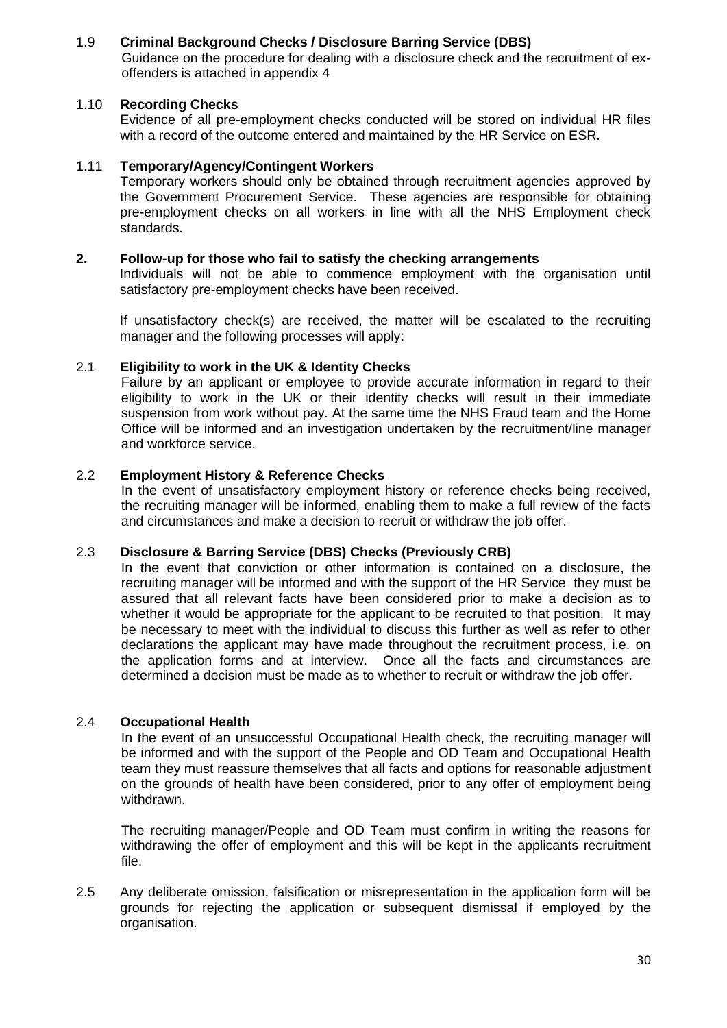### 1.9 Criminal Background Checks / Disclosure Barring Service (DBS)

Guidance on the procedure for dealing with a disclosure check and the recruitment of ex-offenders is attached in appendix 4

### 1.10 Recording Checks

Evidence of all pre-employment checks conducted will be stored on individual HR files with a record of the outcome entered and maintained by the HR Service on ESR.

### 1.11 Temporary/Agency/Contingent Workers

Temporary workers should only be obtained through recruitment agencies approved by the Government Procurement Service. These agencies are responsible for obtaining pre-employment checks on all workers in line with all the NHS Employment check standards.

## 2. Follow-up for those who fail to satisfy the checking arrangements

Individuals will not be able to commence employment with the organisation until satisfactory pre-employment checks have been received.

If unsatisfactory check(s) are received, the matter will be escalated to the recruiting manager and the following processes will apply:

### 2.1 Eligibility to work in the UK & Identity Checks

Failure by an applicant or employee to provide accurate information in regard to their eligibility to work in the UK or their identity checks will result in their immediate suspension from work without pay. At the same time the NHS Fraud team and the Home Office will be informed and an investigation undertaken by the recruitment/line manager and workforce service.

### 2.2 Employment History & Reference Checks

In the event of unsatisfactory employment history or reference checks being received, the recruiting manager will be informed, enabling them to make a full review of the facts and circumstances and make a decision to recruit or withdraw the job offer.

### 2.3 Disclosure & Barring Service (DBS) Checks (Previously CRB)

In the event that conviction or other information is contained on a disclosure, the recruiting manager will be informed and with the support of the HR Service they must be assured that all relevant facts have been considered prior to make a decision as to whether it would be appropriate for the applicant to be recruited to that position. It may be necessary to meet with the individual to discuss this further as well as refer to other declarations the applicant may have made throughout the recruitment process, i.e. on the application forms and at interview. Once all the facts and circumstances are determined a decision must be made as to whether to recruit or withdraw the job offer.

### 2.4 Occupational Health

In the event of an unsuccessful Occupational Health check, the recruiting manager will be informed and with the support of the People and OD Team and Occupational Health team they must reassure themselves that all facts and options for reasonable adjustment on the grounds of health have been considered, prior to any offer of employment being withdrawn.

The recruiting manager/People and OD Team must confirm in writing the reasons for withdrawing the offer of employment and this will be kept in the applicants recruitment file.

2.5 Any deliberate omission, falsification or misrepresentation in the application form will be grounds for rejecting the application or subsequent dismissal if employed by the organisation.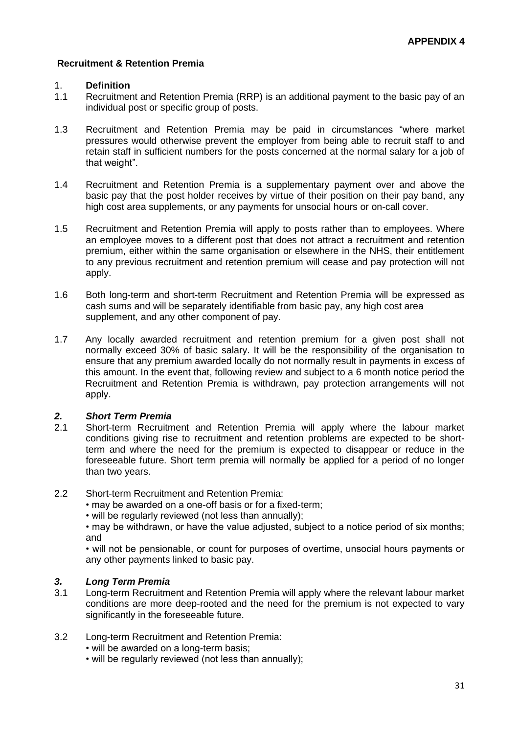**APPENDIX 4**

**Recruitment & Retention Premia**

1. **Definition**

1.1 Recruitment and Retention Premia (RRP) is an additional payment to the basic pay of an individual post or specific group of posts.

1.3 Recruitment and Retention Premia may be paid in circumstances "where market pressures would otherwise prevent the employer from being able to recruit staff to and retain staff in sufficient numbers for the posts concerned at the normal salary for a job of that weight".

1.4 Recruitment and Retention Premia is a supplementary payment over and above the basic pay that the post holder receives by virtue of their position on their pay band, any high cost area supplements, or any payments for unsocial hours or on-call cover.

1.5 Recruitment and Retention Premia will apply to posts rather than to employees. Where an employee moves to a different post that does not attract a recruitment and retention premium, either within the same organisation or elsewhere in the NHS, their entitlement to any previous recruitment and retention premium will cease and pay protection will not apply.

1.6 Both long-term and short-term Recruitment and Retention Premia will be expressed as cash sums and will be separately identifiable from basic pay, any high cost area supplement, and any other component of pay.

1.7 Any locally awarded recruitment and retention premium for a given post shall not normally exceed 30% of basic salary. It will be the responsibility of the organisation to ensure that any premium awarded locally do not normally result in payments in excess of this amount. In the event that, following review and subject to a 6 month notice period the Recruitment and Retention Premia is withdrawn, pay protection arrangements will not apply.

***2. Short Term Premia***

2.1 Short-term Recruitment and Retention Premia will apply where the labour market conditions giving rise to recruitment and retention problems are expected to be short-term and where the need for the premium is expected to disappear or reduce in the foreseeable future. Short term premia will normally be applied for a period of no longer than two years.

2.2 Short-term Recruitment and Retention Premia:

- may be awarded on a one-off basis or for a fixed-term;
- will be regularly reviewed (not less than annually);
- may be withdrawn, or have the value adjusted, subject to a notice period of six months; and
- will not be pensionable, or count for purposes of overtime, unsocial hours payments or any other payments linked to basic pay.

***3. Long Term Premia***

3.1 Long-term Recruitment and Retention Premia will apply where the relevant labour market conditions are more deep-rooted and the need for the premium is not expected to vary significantly in the foreseeable future.

3.2 Long-term Recruitment and Retention Premia:

- will be awarded on a long-term basis;
- will be regularly reviewed (not less than annually);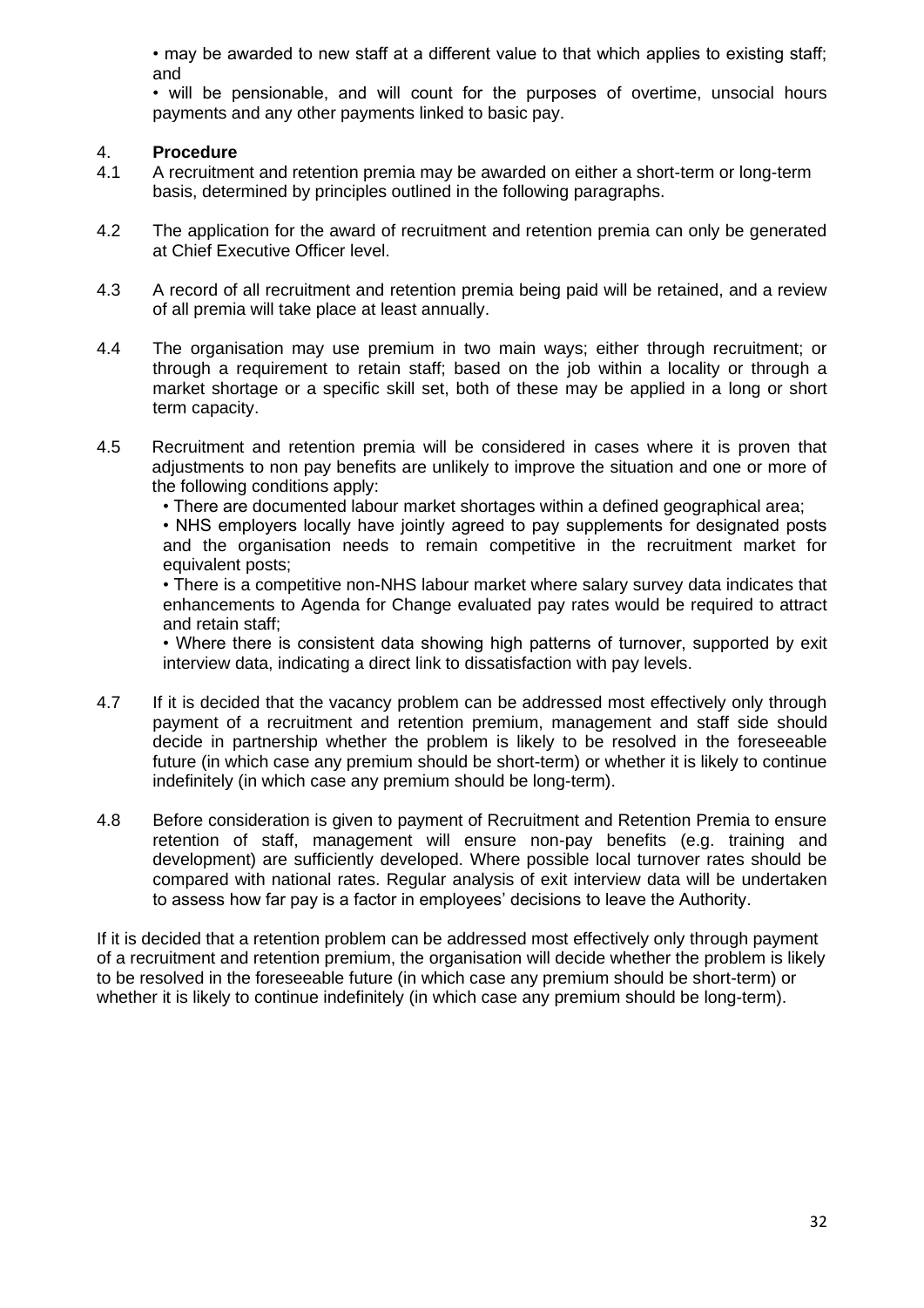- may be awarded to new staff at a different value to that which applies to existing staff; and
- will be pensionable, and will count for the purposes of overtime, unsocial hours payments and any other payments linked to basic pay.

## 4. Procedure

4.1 A recruitment and retention premia may be awarded on either a short-term or long-term basis, determined by principles outlined in the following paragraphs.

4.2 The application for the award of recruitment and retention premia can only be generated at Chief Executive Officer level.

4.3 A record of all recruitment and retention premia being paid will be retained, and a review of all premia will take place at least annually.

4.4 The organisation may use premium in two main ways; either through recruitment; or through a requirement to retain staff; based on the job within a locality or through a market shortage or a specific skill set, both of these may be applied in a long or short term capacity.

4.5 Recruitment and retention premia will be considered in cases where it is proven that adjustments to non pay benefits are unlikely to improve the situation and one or more of the following conditions apply:

- There are documented labour market shortages within a defined geographical area;
- NHS employers locally have jointly agreed to pay supplements for designated posts and the organisation needs to remain competitive in the recruitment market for equivalent posts;
- There is a competitive non-NHS labour market where salary survey data indicates that enhancements to Agenda for Change evaluated pay rates would be required to attract and retain staff;
- Where there is consistent data showing high patterns of turnover, supported by exit interview data, indicating a direct link to dissatisfaction with pay levels.

4.7 If it is decided that the vacancy problem can be addressed most effectively only through payment of a recruitment and retention premium, management and staff side should decide in partnership whether the problem is likely to be resolved in the foreseeable future (in which case any premium should be short-term) or whether it is likely to continue indefinitely (in which case any premium should be long-term).

4.8 Before consideration is given to payment of Recruitment and Retention Premia to ensure retention of staff, management will ensure non-pay benefits (e.g. training and development) are sufficiently developed. Where possible local turnover rates should be compared with national rates. Regular analysis of exit interview data will be undertaken to assess how far pay is a factor in employees' decisions to leave the Authority.

If it is decided that a retention problem can be addressed most effectively only through payment of a recruitment and retention premium, the organisation will decide whether the problem is likely to be resolved in the foreseeable future (in which case any premium should be short-term) or whether it is likely to continue indefinitely (in which case any premium should be long-term).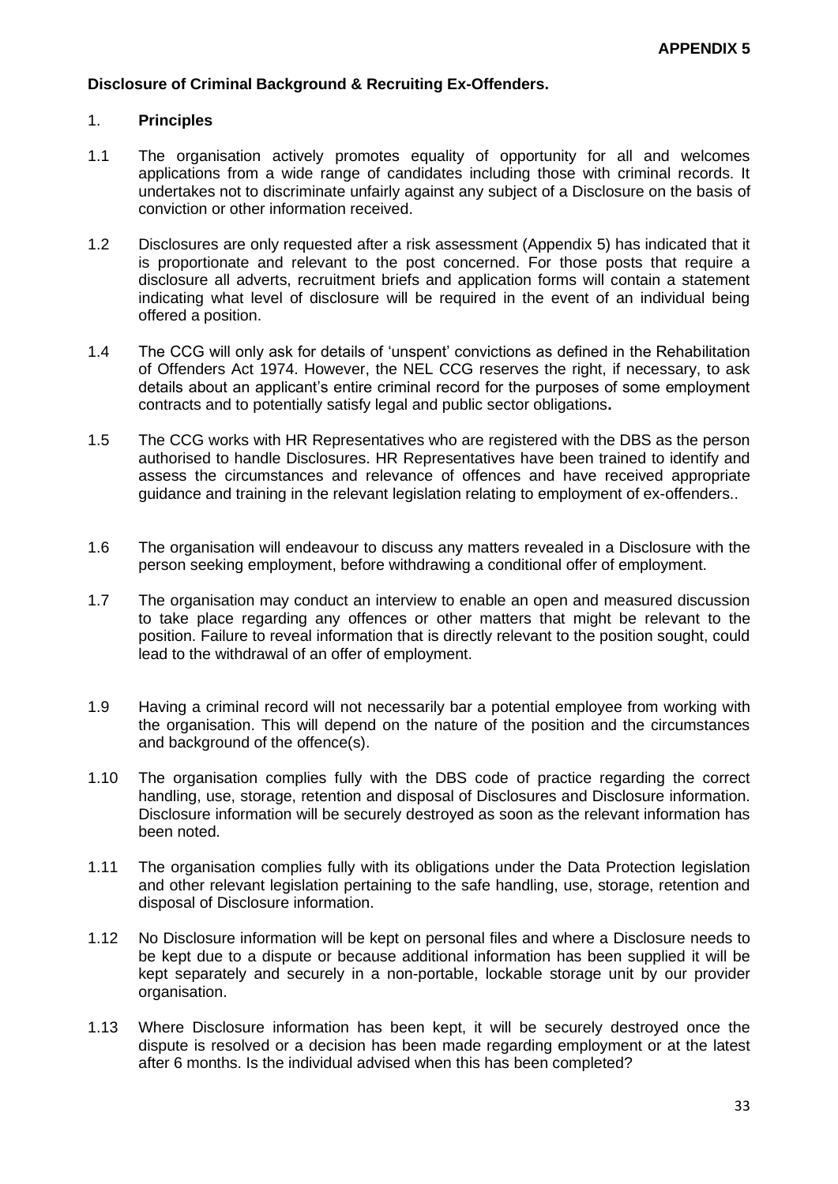**APPENDIX 5**

**Disclosure of Criminal Background & Recruiting Ex-Offenders.**

1. **Principles**

1.1 The organisation actively promotes equality of opportunity for all and welcomes applications from a wide range of candidates including those with criminal records. It undertakes not to discriminate unfairly against any subject of a Disclosure on the basis of conviction or other information received.

1.2 Disclosures are only requested after a risk assessment (Appendix 5) has indicated that it is proportionate and relevant to the post concerned. For those posts that require a disclosure all adverts, recruitment briefs and application forms will contain a statement indicating what level of disclosure will be required in the event of an individual being offered a position.

1.4 The CCG will only ask for details of 'unspent' convictions as defined in the Rehabilitation of Offenders Act 1974. However, the NEL CCG reserves the right, if necessary, to ask details about an applicant's entire criminal record for the purposes of some employment contracts and to potentially satisfy legal and public sector obligations**.**

1.5 The CCG works with HR Representatives who are registered with the DBS as the person authorised to handle Disclosures. HR Representatives have been trained to identify and assess the circumstances and relevance of offences and have received appropriate guidance and training in the relevant legislation relating to employment of ex-offenders..

1.6 The organisation will endeavour to discuss any matters revealed in a Disclosure with the person seeking employment, before withdrawing a conditional offer of employment.

1.7 The organisation may conduct an interview to enable an open and measured discussion to take place regarding any offences or other matters that might be relevant to the position. Failure to reveal information that is directly relevant to the position sought, could lead to the withdrawal of an offer of employment.

1.9 Having a criminal record will not necessarily bar a potential employee from working with the organisation. This will depend on the nature of the position and the circumstances and background of the offence(s).

1.10 The organisation complies fully with the DBS code of practice regarding the correct handling, use, storage, retention and disposal of Disclosures and Disclosure information. Disclosure information will be securely destroyed as soon as the relevant information has been noted.

1.11 The organisation complies fully with its obligations under the Data Protection legislation and other relevant legislation pertaining to the safe handling, use, storage, retention and disposal of Disclosure information.

1.12 No Disclosure information will be kept on personal files and where a Disclosure needs to be kept due to a dispute or because additional information has been supplied it will be kept separately and securely in a non-portable, lockable storage unit by our provider organisation.

1.13 Where Disclosure information has been kept, it will be securely destroyed once the dispute is resolved or a decision has been made regarding employment or at the latest after 6 months. Is the individual advised when this has been completed?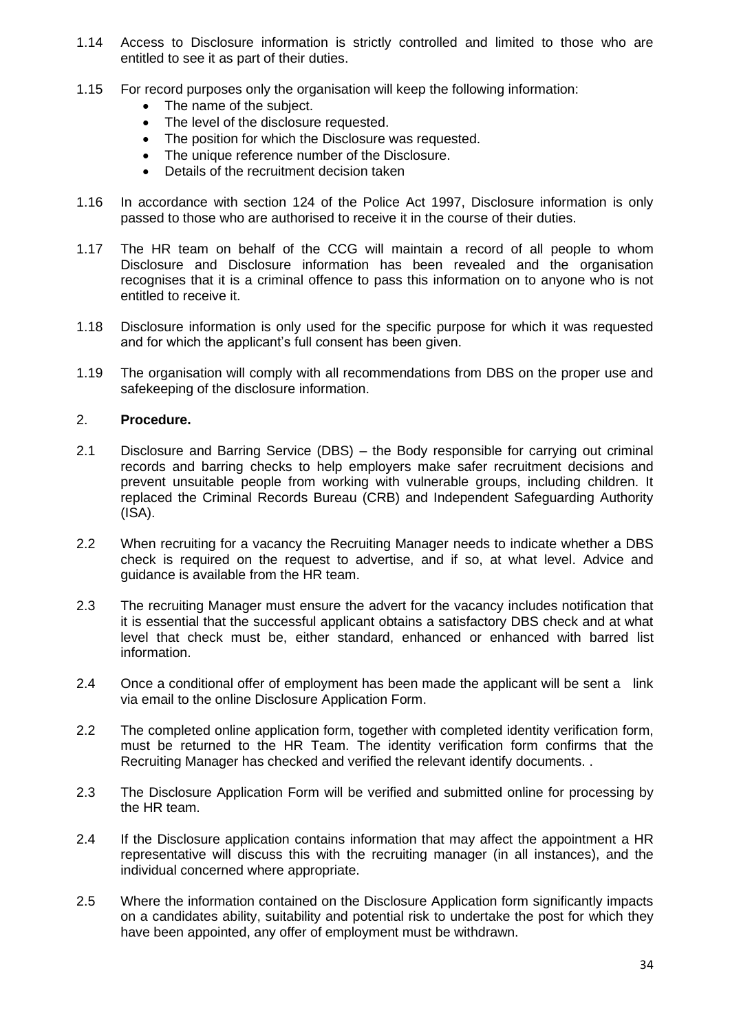1.14 Access to Disclosure information is strictly controlled and limited to those who are entitled to see it as part of their duties.

1.15 For record purposes only the organisation will keep the following information:

- The name of the subject.
- The level of the disclosure requested.
- The position for which the Disclosure was requested.
- The unique reference number of the Disclosure.
- Details of the recruitment decision taken

1.16 In accordance with section 124 of the Police Act 1997, Disclosure information is only passed to those who are authorised to receive it in the course of their duties.

1.17 The HR team on behalf of the CCG will maintain a record of all people to whom Disclosure and Disclosure information has been revealed and the organisation recognises that it is a criminal offence to pass this information on to anyone who is not entitled to receive it.

1.18 Disclosure information is only used for the specific purpose for which it was requested and for which the applicant's full consent has been given.

1.19 The organisation will comply with all recommendations from DBS on the proper use and safekeeping of the disclosure information.

## 2. **Procedure.**

2.1 Disclosure and Barring Service (DBS) – the Body responsible for carrying out criminal records and barring checks to help employers make safer recruitment decisions and prevent unsuitable people from working with vulnerable groups, including children. It replaced the Criminal Records Bureau (CRB) and Independent Safeguarding Authority (ISA).

2.2 When recruiting for a vacancy the Recruiting Manager needs to indicate whether a DBS check is required on the request to advertise, and if so, at what level. Advice and guidance is available from the HR team.

2.3 The recruiting Manager must ensure the advert for the vacancy includes notification that it is essential that the successful applicant obtains a satisfactory DBS check and at what level that check must be, either standard, enhanced or enhanced with barred list information.

2.4 Once a conditional offer of employment has been made the applicant will be sent a link via email to the online Disclosure Application Form.

2.2 The completed online application form, together with completed identity verification form, must be returned to the HR Team. The identity verification form confirms that the Recruiting Manager has checked and verified the relevant identify documents. .

2.3 The Disclosure Application Form will be verified and submitted online for processing by the HR team.

2.4 If the Disclosure application contains information that may affect the appointment a HR representative will discuss this with the recruiting manager (in all instances), and the individual concerned where appropriate.

2.5 Where the information contained on the Disclosure Application form significantly impacts on a candidates ability, suitability and potential risk to undertake the post for which they have been appointed, any offer of employment must be withdrawn.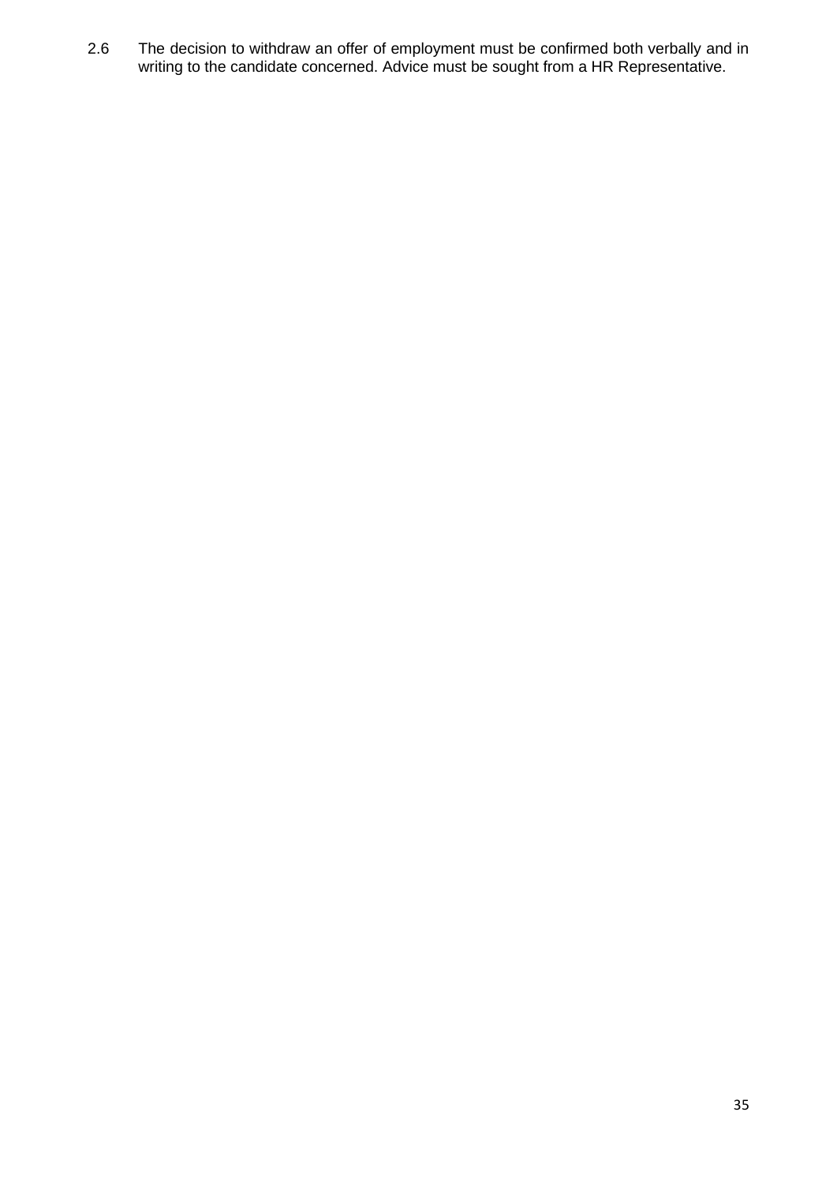2.6 The decision to withdraw an offer of employment must be confirmed both verbally and in writing to the candidate concerned. Advice must be sought from a HR Representative.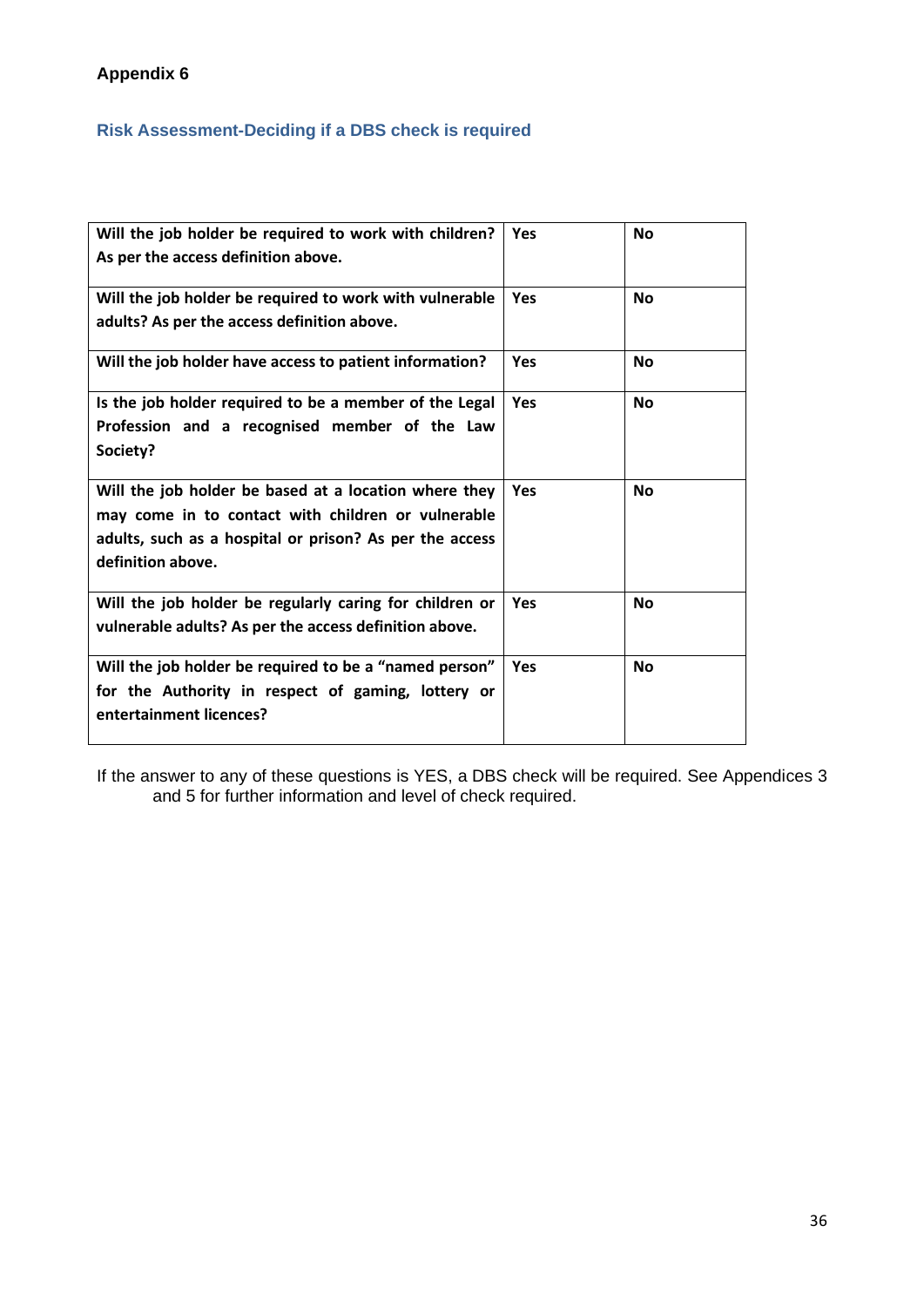**Appendix 6**

## Risk Assessment-Deciding if a DBS check is required

| Question | | |
|---|---|---|
| **Will the job holder be required to work with children? As per the access definition above.** | **Yes** | **No** |
| **Will the job holder be required to work with vulnerable adults? As per the access definition above.** | **Yes** | **No** |
| **Will the job holder have access to patient information?** | **Yes** | **No** |
| **Is the job holder required to be a member of the Legal Profession and a recognised member of the Law Society?** | **Yes** | **No** |
| **Will the job holder be based at a location where they may come in to contact with children or vulnerable adults, such as a hospital or prison? As per the access definition above.** | **Yes** | **No** |
| **Will the job holder be regularly caring for children or vulnerable adults? As per the access definition above.** | **Yes** | **No** |
| **Will the job holder be required to be a "named person" for the Authority in respect of gaming, lottery or entertainment licences?** | **Yes** | **No** |

If the answer to any of these questions is YES, a DBS check will be required. See Appendices 3 and 5 for further information and level of check required.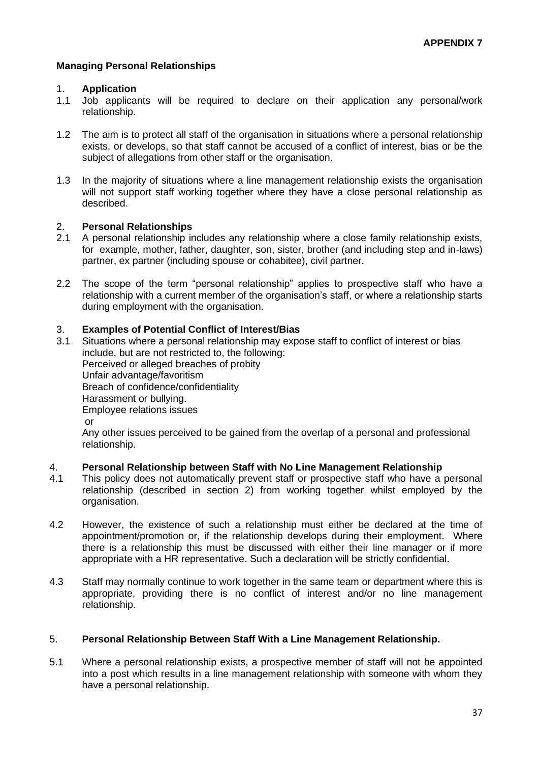**APPENDIX 7**

**Managing Personal Relationships**

1. **Application**

1.1 Job applicants will be required to declare on their application any personal/work relationship.

1.2 The aim is to protect all staff of the organisation in situations where a personal relationship exists, or develops, so that staff cannot be accused of a conflict of interest, bias or be the subject of allegations from other staff or the organisation.

1.3 In the majority of situations where a line management relationship exists the organisation will not support staff working together where they have a close personal relationship as described.

2. **Personal Relationships**

2.1 A personal relationship includes any relationship where a close family relationship exists, for example, mother, father, daughter, son, sister, brother (and including step and in-laws) partner, ex partner (including spouse or cohabitee), civil partner.

2.2 The scope of the term "personal relationship" applies to prospective staff who have a relationship with a current member of the organisation's staff, or where a relationship starts during employment with the organisation.

3. **Examples of Potential Conflict of Interest/Bias**

3.1 Situations where a personal relationship may expose staff to conflict of interest or bias include, but are not restricted to, the following:
Perceived or alleged breaches of probity
Unfair advantage/favoritism
Breach of confidence/confidentiality
Harassment or bullying.
Employee relations issues
or
Any other issues perceived to be gained from the overlap of a personal and professional relationship.

4. **Personal Relationship between Staff with No Line Management Relationship**

4.1 This policy does not automatically prevent staff or prospective staff who have a personal relationship (described in section 2) from working together whilst employed by the organisation.

4.2 However, the existence of such a relationship must either be declared at the time of appointment/promotion or, if the relationship develops during their employment. Where there is a relationship this must be discussed with either their line manager or if more appropriate with a HR representative. Such a declaration will be strictly confidential.

4.3 Staff may normally continue to work together in the same team or department where this is appropriate, providing there is no conflict of interest and/or no line management relationship.

5. **Personal Relationship Between Staff With a Line Management Relationship.**

5.1 Where a personal relationship exists, a prospective member of staff will not be appointed into a post which results in a line management relationship with someone with whom they have a personal relationship.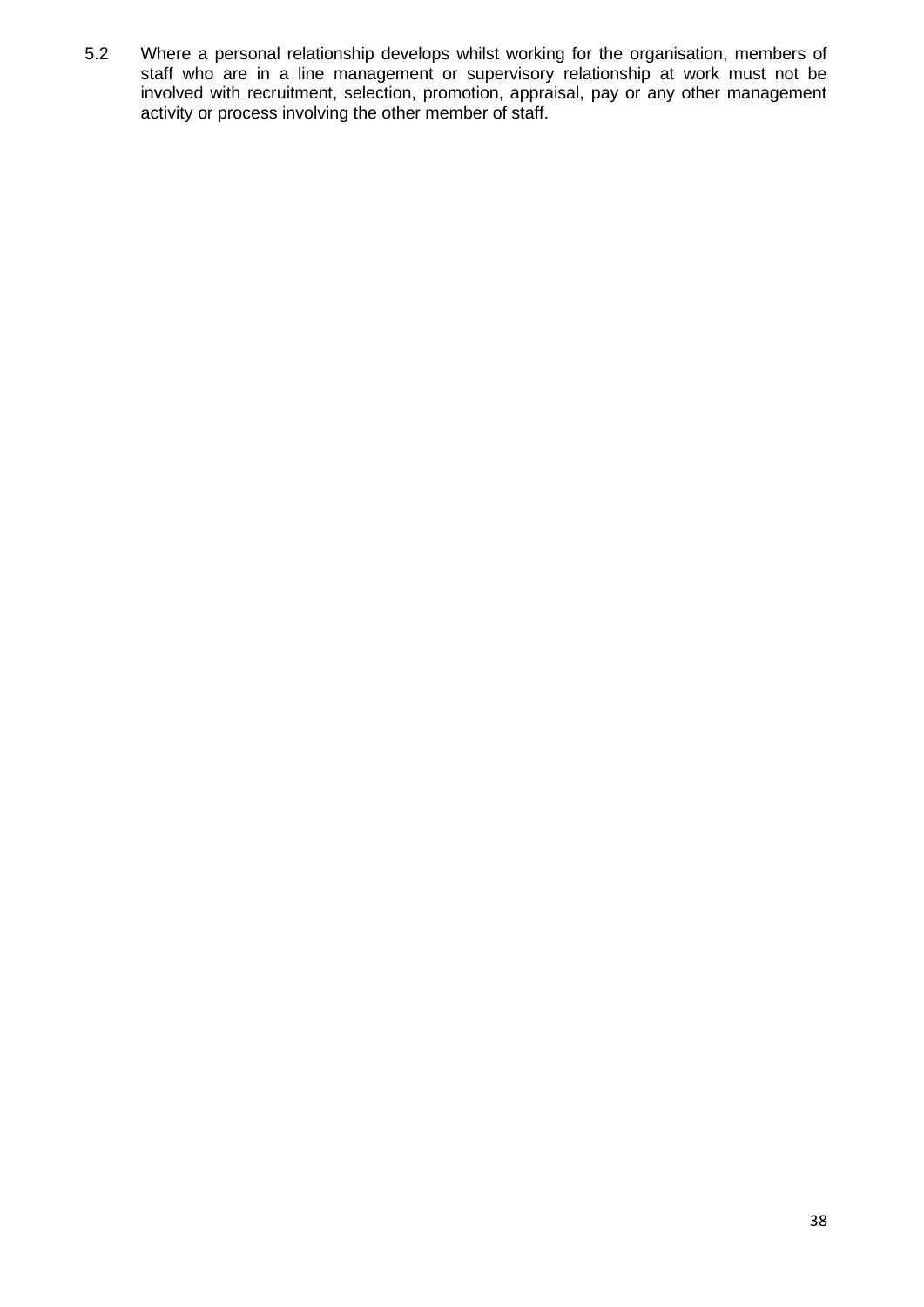5.2 Where a personal relationship develops whilst working for the organisation, members of staff who are in a line management or supervisory relationship at work must not be involved with recruitment, selection, promotion, appraisal, pay or any other management activity or process involving the other member of staff.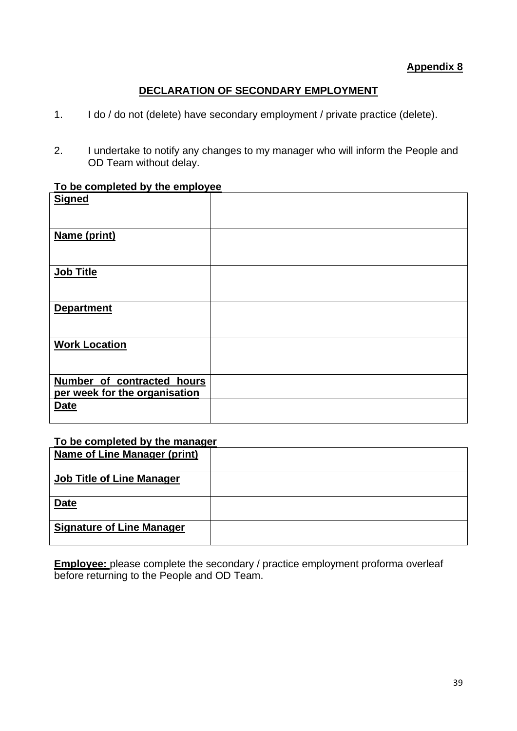**Appendix 8**

## DECLARATION OF SECONDARY EMPLOYMENT

1. I do / do not (delete) have secondary employment / private practice (delete).

2. I undertake to notify any changes to my manager who will inform the People and OD Team without delay.

**To be completed by the employee**

| | |
|---|---|
| **Signed** | |
| **Name (print)** | |
| **Job Title** | |
| **Department** | |
| **Work Location** | |
| **Number of contracted hours per week for the organisation** | |
| **Date** | |

**To be completed by the manager**

| | |
|---|---|
| **Name of Line Manager (print)** | |
| **Job Title of Line Manager** | |
| **Date** | |
| **Signature of Line Manager** | |

**Employee:** please complete the secondary / practice employment proforma overleaf before returning to the People and OD Team.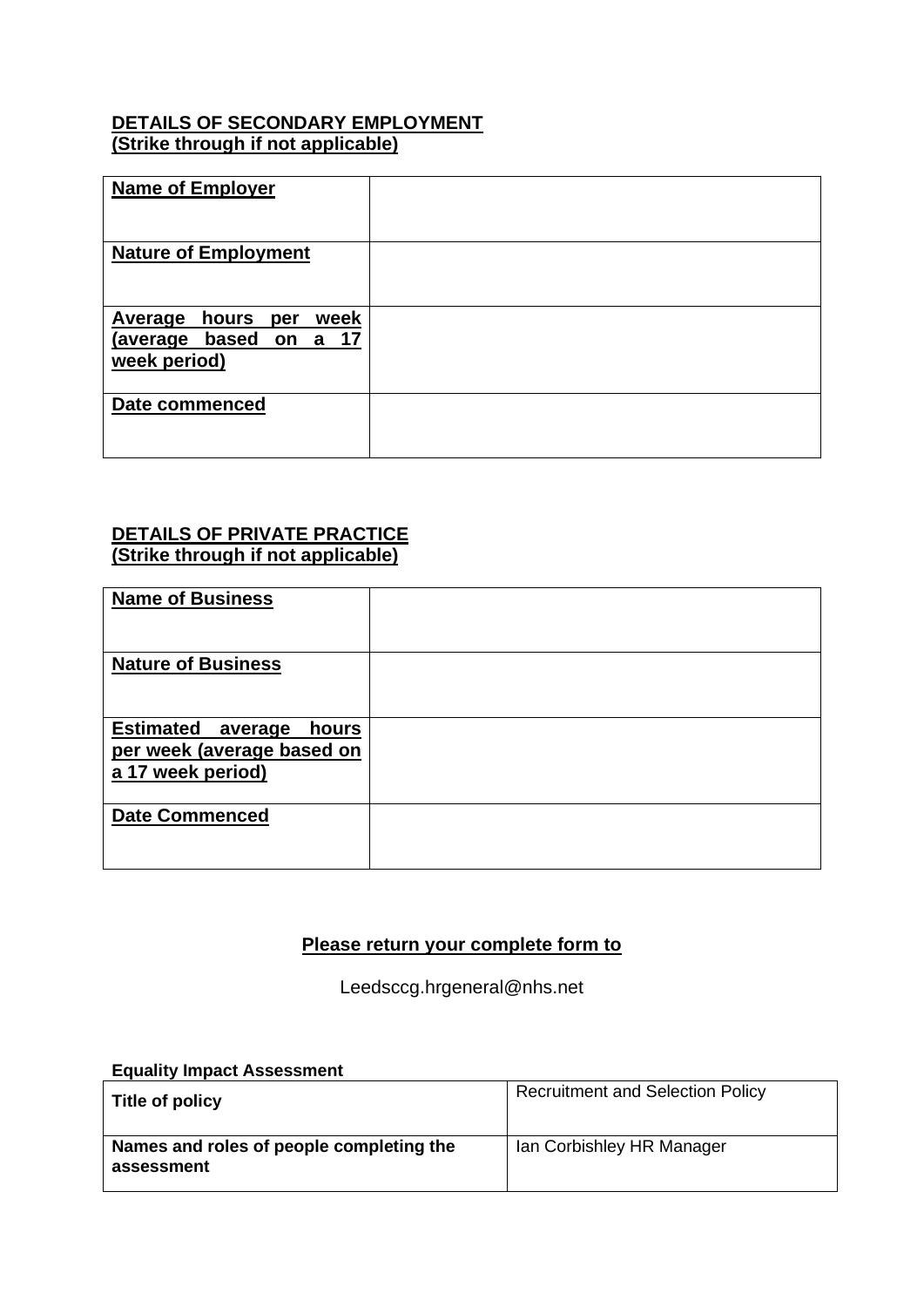**DETAILS OF SECONDARY EMPLOYMENT**
**(Strike through if not applicable)**

| | |
|---|---|
| **Name of Employer** | |
| **Nature of Employment** | |
| **Average hours per week (average based on a 17 week period)** | |
| **Date commenced** | |

**DETAILS OF PRIVATE PRACTICE**
**(Strike through if not applicable)**

| | |
|---|---|
| **Name of Business** | |
| **Nature of Business** | |
| **Estimated average hours per week (average based on a 17 week period)** | |
| **Date Commenced** | |

**Please return your complete form to**

Leedsccg.hrgeneral@nhs.net

**Equality Impact Assessment**

| | |
|---|---|
| **Title of policy** | Recruitment and Selection Policy |
| **Names and roles of people completing the assessment** | Ian Corbishley HR Manager |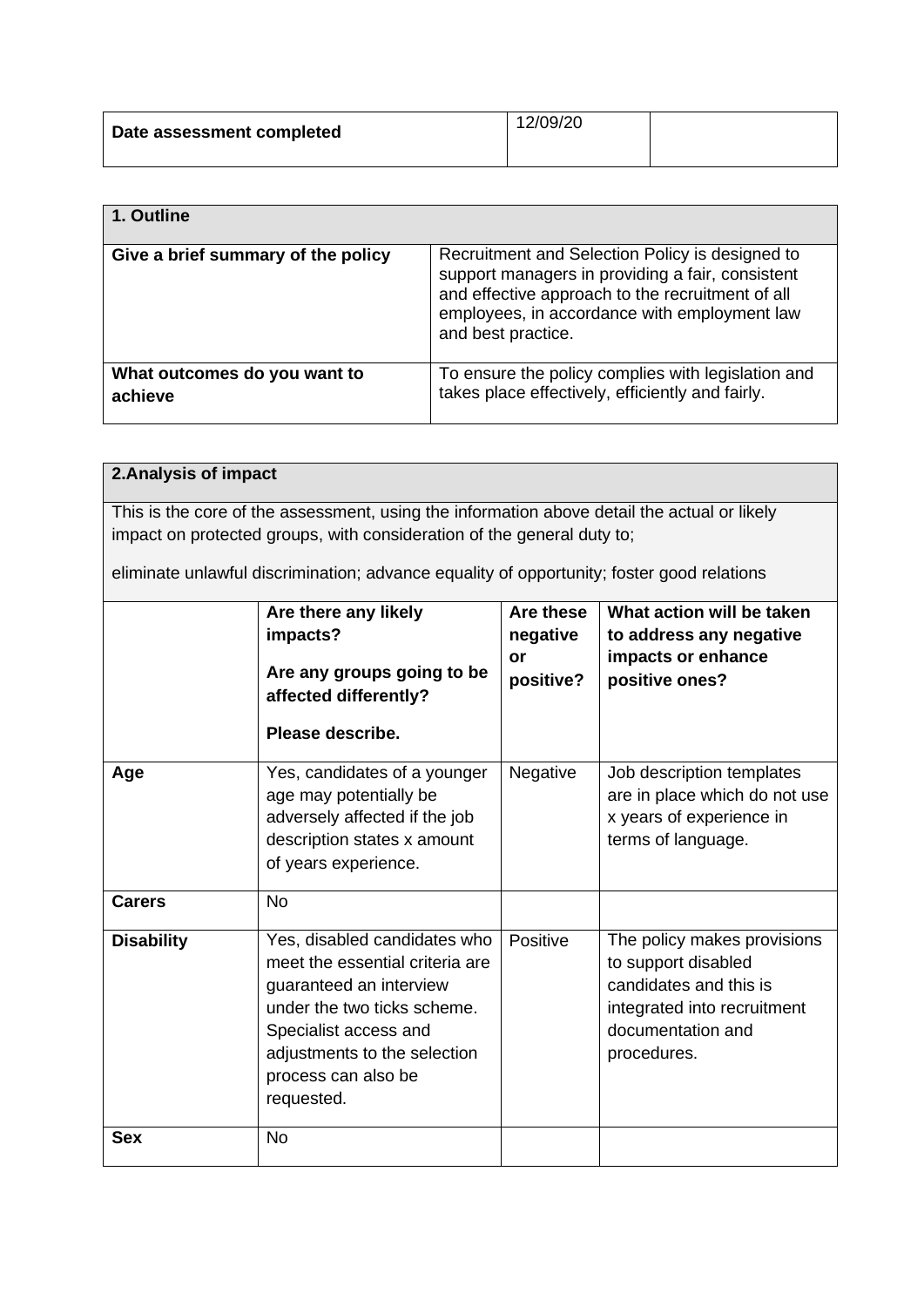| Date assessment completed | 12/09/20 | |
|---|---|---|

| 1. Outline | |
|---|---|
| **Give a brief summary of the policy** | Recruitment and Selection Policy is designed to support managers in providing a fair, consistent and effective approach to the recruitment of all employees, in accordance with employment law and best practice. |
| **What outcomes do you want to achieve** | To ensure the policy complies with legislation and takes place effectively, efficiently and fairly. |

**2.Analysis of impact**

This is the core of the assessment, using the information above detail the actual or likely impact on protected groups, with consideration of the general duty to;

eliminate unlawful discrimination; advance equality of opportunity; foster good relations

| | **Are there any likely impacts? Are any groups going to be affected differently? Please describe.** | **Are these negative or positive?** | **What action will be taken to address any negative impacts or enhance positive ones?** |
|---|---|---|---|
| **Age** | Yes, candidates of a younger age may potentially be adversely affected if the job description states x amount of years experience. | Negative | Job description templates are in place which do not use x years of experience in terms of language. |
| **Carers** | No | | |
| **Disability** | Yes, disabled candidates who meet the essential criteria are guaranteed an interview under the two ticks scheme. Specialist access and adjustments to the selection process can also be requested. | Positive | The policy makes provisions to support disabled candidates and this is integrated into recruitment documentation and procedures. |
| **Sex** | No | | |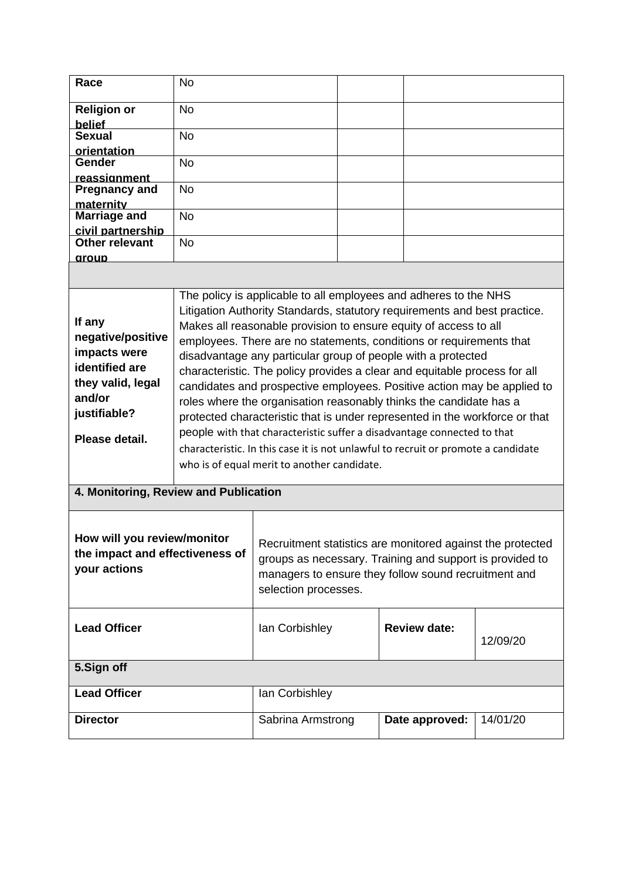| | | | |
|---|---|---|---|
| **Race** | No | | |
| **Religion or belief** | No | | |
| **Sexual orientation** | No | | |
| **Gender reassignment** | No | | |
| **Pregnancy and maternity** | No | | |
| **Marriage and civil partnership** | No | | |
| **Other relevant group** | No | | |

| | |
|---|---|
| **If any negative/positive impacts were identified are they valid, legal and/or justifiable?**<br><br>**Please detail.** | The policy is applicable to all employees and adheres to the NHS Litigation Authority Standards, statutory requirements and best practice. Makes all reasonable provision to ensure equity of access to all employees. There are no statements, conditions or requirements that disadvantage any particular group of people with a protected characteristic. The policy provides a clear and equitable process for all candidates and prospective employees. Positive action may be applied to roles where the organisation reasonably thinks the candidate has a protected characteristic that is under represented in the workforce or that people with that characteristic suffer a disadvantage connected to that characteristic. In this case it is not unlawful to recruit or promote a candidate who is of equal merit to another candidate. |

**4. Monitoring, Review and Publication**

| | | | |
|---|---|---|---|
| **How will you review/monitor the impact and effectiveness of your actions** | Recruitment statistics are monitored against the protected groups as necessary. Training and support is provided to managers to ensure they follow sound recruitment and selection processes. | | |
| **Lead Officer** | Ian Corbishley | **Review date:** | 12/09/20 |

**5.Sign off**

| | | | |
|---|---|---|---|
| **Lead Officer** | Ian Corbishley | | |
| **Director** | Sabrina Armstrong | **Date approved:** | 14/01/20 |